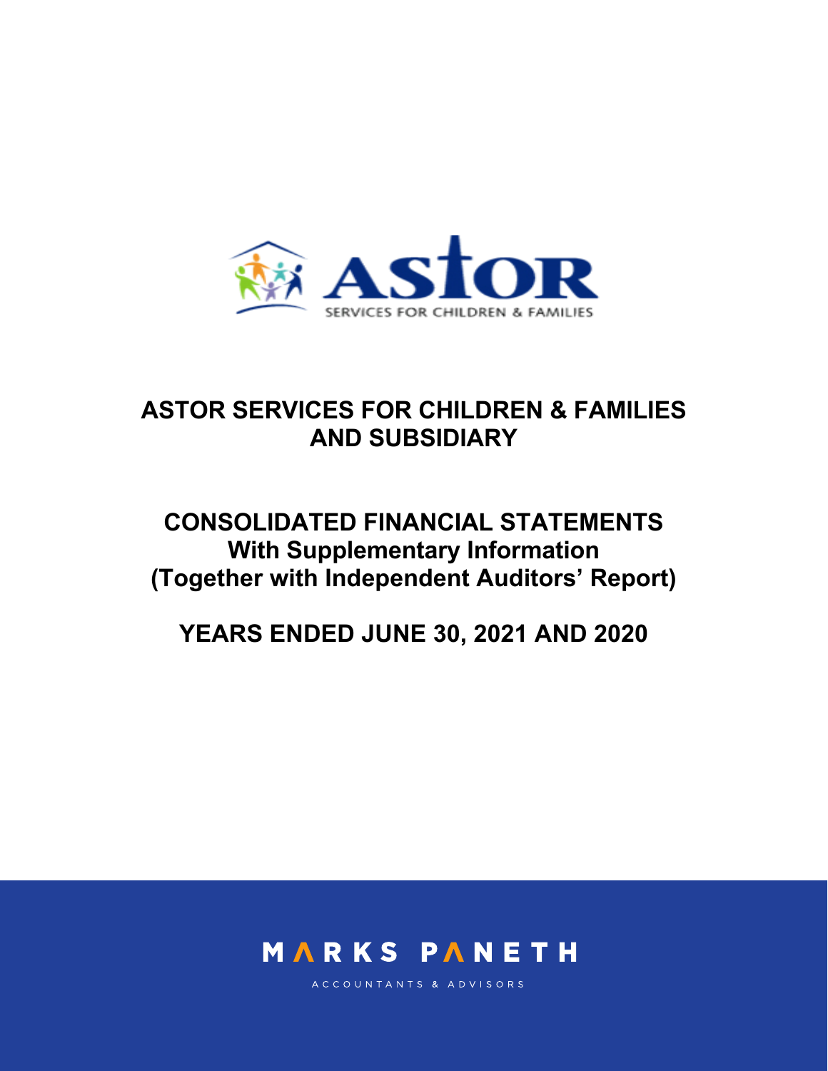ASTOR

SERVICES FOR CHILDREN & FAMILIES

# ASTOR SERVICES FOR CHILDREN & FAMILIES AND SUBSIDIARY

## CONSOLIDATED FINANCIAL STATEMENTS
### With Supplementary Information
### (Together with Independent Auditors' Report)

## YEARS ENDED JUNE 30, 2021 AND 2020

MARKS PANETH

ACCOUNTANTS & ADVISORS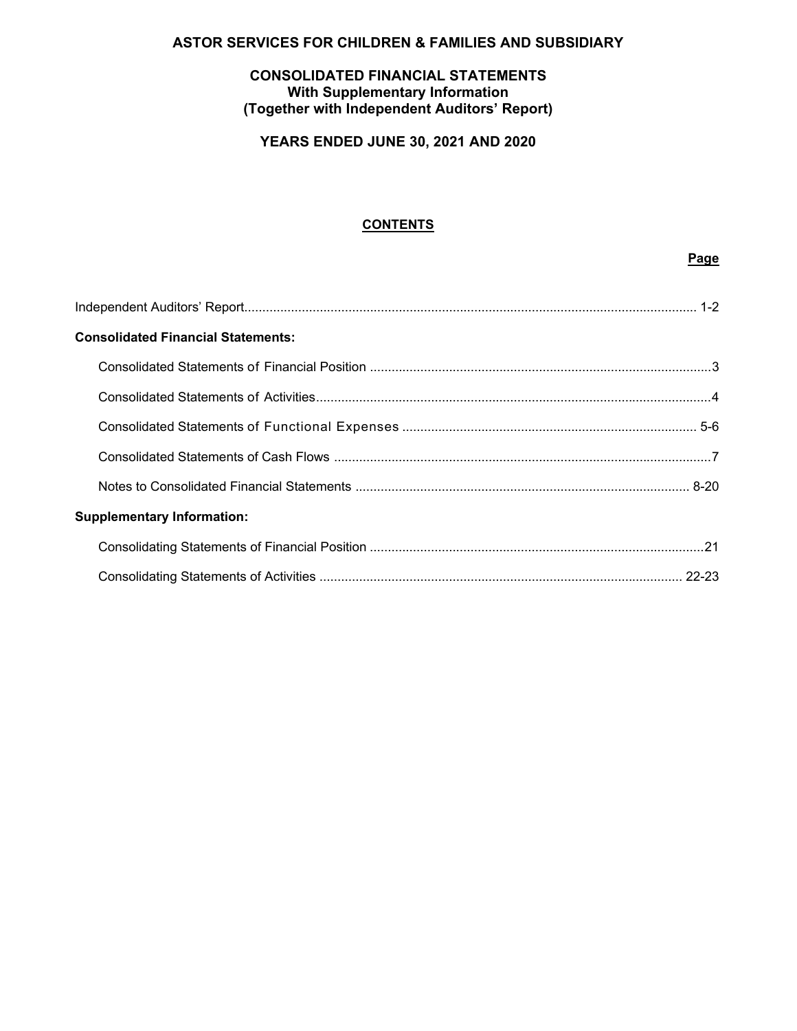# ASTOR SERVICES FOR CHILDREN & FAMILIES AND SUBSIDIARY

## CONSOLIDATED FINANCIAL STATEMENTS
### With Supplementary Information
### (Together with Independent Auditors' Report)

## YEARS ENDED JUNE 30, 2021 AND 2020

### CONTENTS

| | Page |
|---|---|
| Independent Auditors' Report | 1-2 |
| **Consolidated Financial Statements:** | |
| Consolidated Statements of Financial Position | 3 |
| Consolidated Statements of Activities | 4 |
| Consolidated Statements of Functional Expenses | 5-6 |
| Consolidated Statements of Cash Flows | 7 |
| Notes to Consolidated Financial Statements | 8-20 |
| **Supplementary Information:** | |
| Consolidating Statements of Financial Position | 21 |
| Consolidating Statements of Activities | 22-23 |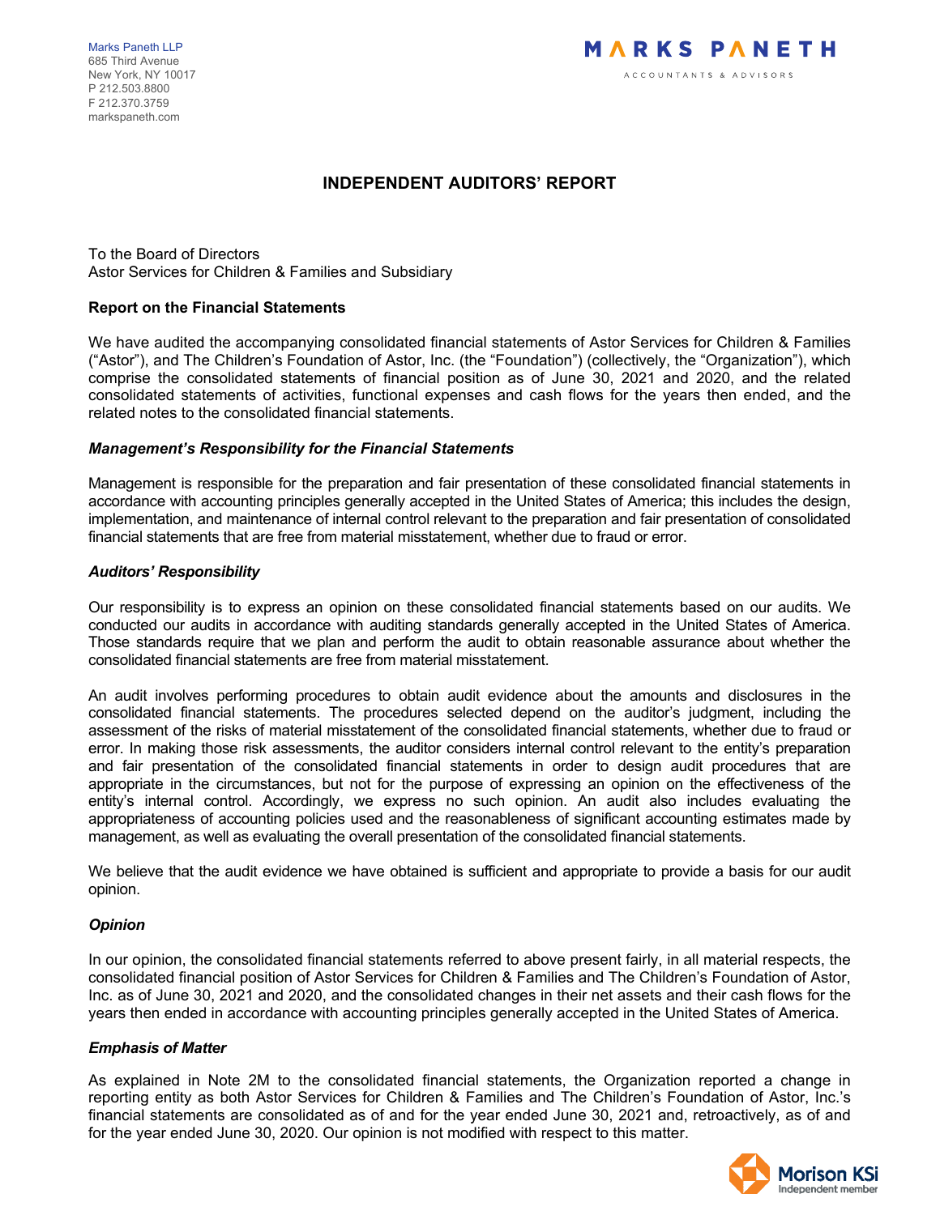Marks Paneth LLP
685 Third Avenue
New York, NY 10017
P 212.503.8800
F 212.370.3759
markspaneth.com

MARKS PANETH
ACCOUNTANTS & ADVISORS

# INDEPENDENT AUDITORS' REPORT

To the Board of Directors
Astor Services for Children & Families and Subsidiary

## Report on the Financial Statements

We have audited the accompanying consolidated financial statements of Astor Services for Children & Families ("Astor"), and The Children's Foundation of Astor, Inc. (the "Foundation") (collectively, the "Organization"), which comprise the consolidated statements of financial position as of June 30, 2021 and 2020, and the related consolidated statements of activities, functional expenses and cash flows for the years then ended, and the related notes to the consolidated financial statements.

### *Management's Responsibility for the Financial Statements*

Management is responsible for the preparation and fair presentation of these consolidated financial statements in accordance with accounting principles generally accepted in the United States of America; this includes the design, implementation, and maintenance of internal control relevant to the preparation and fair presentation of consolidated financial statements that are free from material misstatement, whether due to fraud or error.

### *Auditors' Responsibility*

Our responsibility is to express an opinion on these consolidated financial statements based on our audits. We conducted our audits in accordance with auditing standards generally accepted in the United States of America. Those standards require that we plan and perform the audit to obtain reasonable assurance about whether the consolidated financial statements are free from material misstatement.

An audit involves performing procedures to obtain audit evidence about the amounts and disclosures in the consolidated financial statements. The procedures selected depend on the auditor's judgment, including the assessment of the risks of material misstatement of the consolidated financial statements, whether due to fraud or error. In making those risk assessments, the auditor considers internal control relevant to the entity's preparation and fair presentation of the consolidated financial statements in order to design audit procedures that are appropriate in the circumstances, but not for the purpose of expressing an opinion on the effectiveness of the entity's internal control. Accordingly, we express no such opinion. An audit also includes evaluating the appropriateness of accounting policies used and the reasonableness of significant accounting estimates made by management, as well as evaluating the overall presentation of the consolidated financial statements.

We believe that the audit evidence we have obtained is sufficient and appropriate to provide a basis for our audit opinion.

### *Opinion*

In our opinion, the consolidated financial statements referred to above present fairly, in all material respects, the consolidated financial position of Astor Services for Children & Families and The Children's Foundation of Astor, Inc. as of June 30, 2021 and 2020, and the consolidated changes in their net assets and their cash flows for the years then ended in accordance with accounting principles generally accepted in the United States of America.

### *Emphasis of Matter*

As explained in Note 2M to the consolidated financial statements, the Organization reported a change in reporting entity as both Astor Services for Children & Families and The Children's Foundation of Astor, Inc.'s financial statements are consolidated as of and for the year ended June 30, 2021 and, retroactively, as of and for the year ended June 30, 2020. Our opinion is not modified with respect to this matter.

Morison KSi
Independent member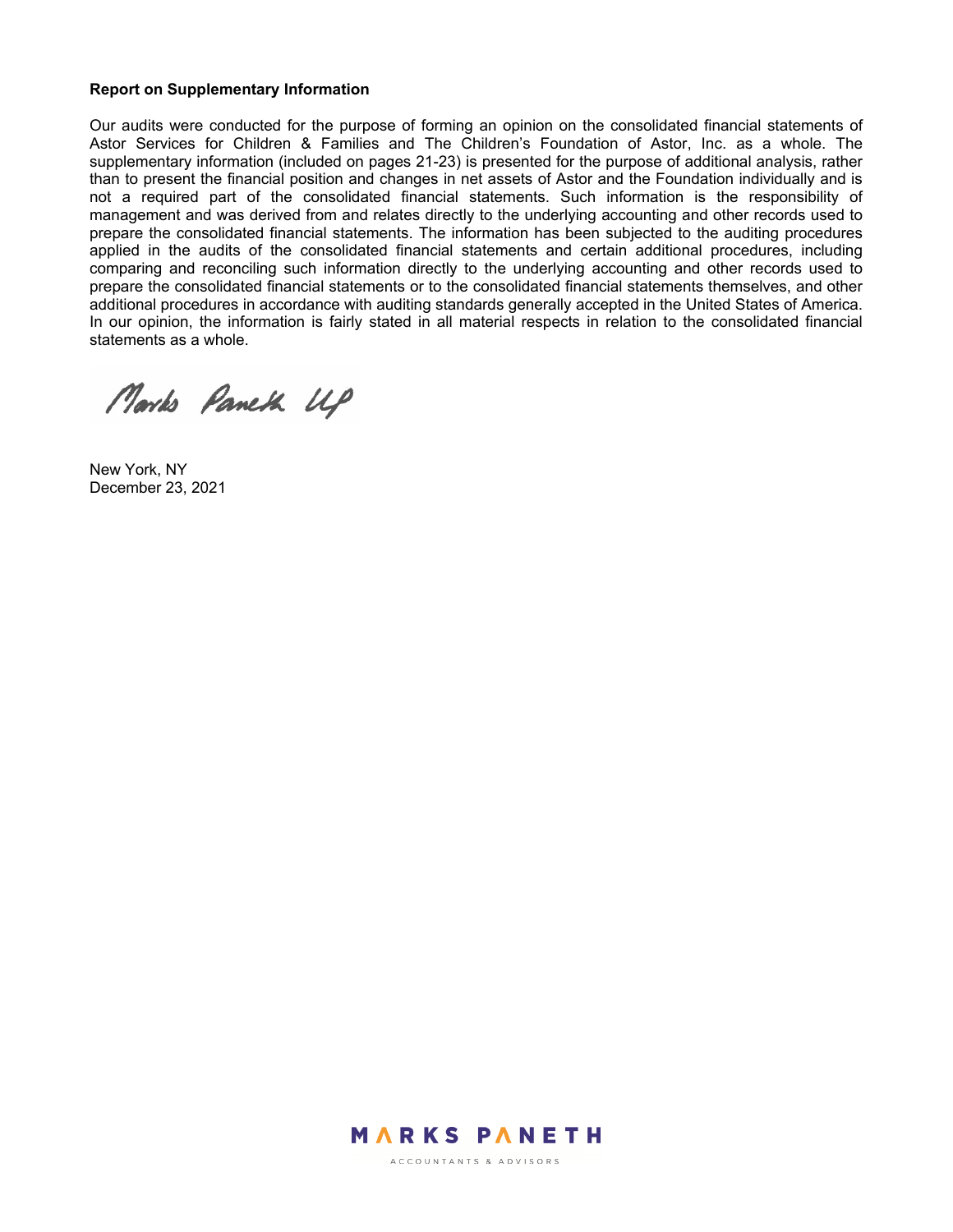**Report on Supplementary Information**

Our audits were conducted for the purpose of forming an opinion on the consolidated financial statements of Astor Services for Children & Families and The Children's Foundation of Astor, Inc. as a whole. The supplementary information (included on pages 21-23) is presented for the purpose of additional analysis, rather than to present the financial position and changes in net assets of Astor and the Foundation individually and is not a required part of the consolidated financial statements. Such information is the responsibility of management and was derived from and relates directly to the underlying accounting and other records used to prepare the consolidated financial statements. The information has been subjected to the auditing procedures applied in the audits of the consolidated financial statements and certain additional procedures, including comparing and reconciling such information directly to the underlying accounting and other records used to prepare the consolidated financial statements or to the consolidated financial statements themselves, and other additional procedures in accordance with auditing standards generally accepted in the United States of America. In our opinion, the information is fairly stated in all material respects in relation to the consolidated financial statements as a whole.

Marks Paneth LLP

New York, NY
December 23, 2021

MARKS PANETH
ACCOUNTANTS & ADVISORS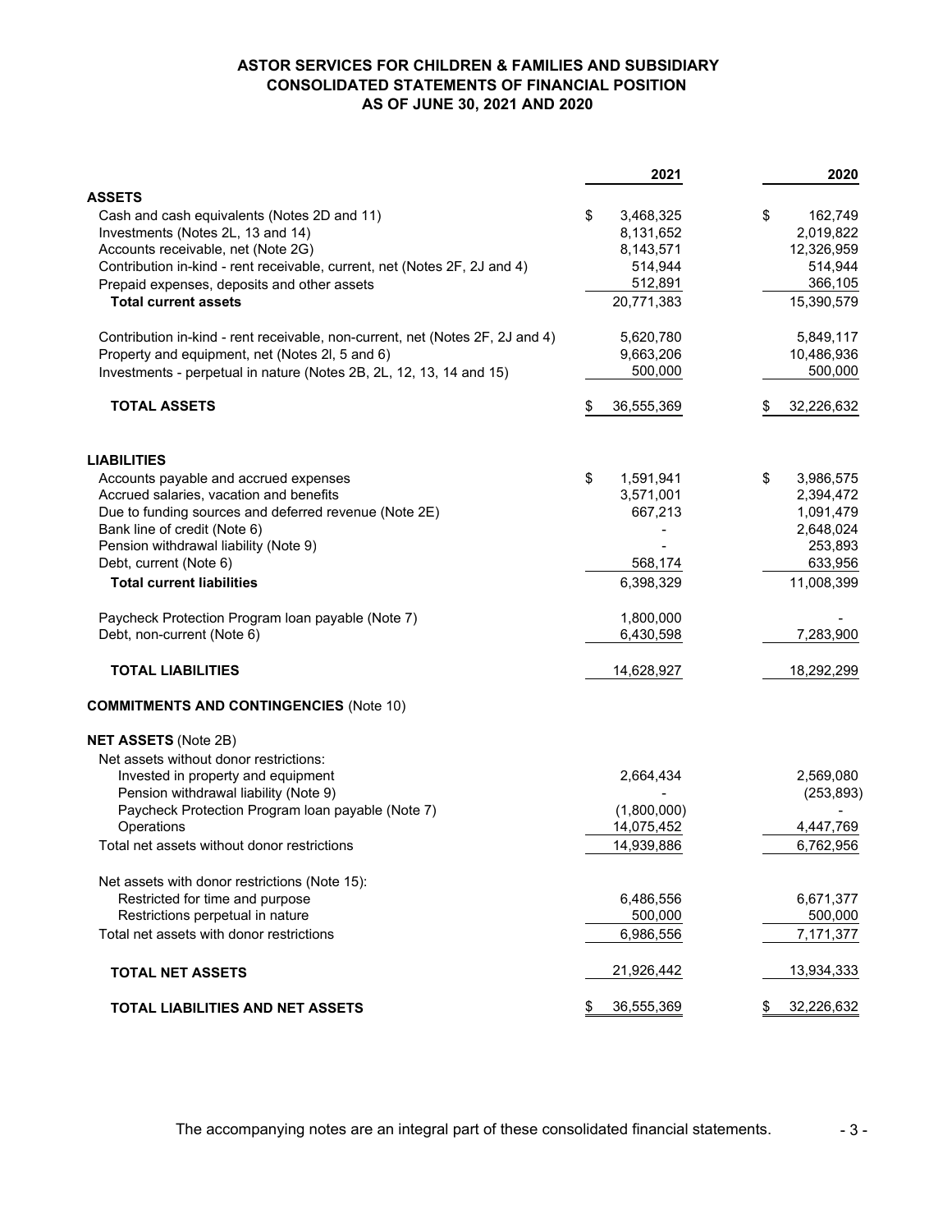**ASTOR SERVICES FOR CHILDREN & FAMILIES AND SUBSIDIARY**
**CONSOLIDATED STATEMENTS OF FINANCIAL POSITION**
**AS OF JUNE 30, 2021 AND 2020**

| | 2021 | 2020 |
|---|---|---|
| **ASSETS** | | |
| Cash and cash equivalents (Notes 2D and 11) | $ 3,468,325 | $ 162,749 |
| Investments (Notes 2L, 13 and 14) | 8,131,652 | 2,019,822 |
| Accounts receivable, net (Note 2G) | 8,143,571 | 12,326,959 |
| Contribution in-kind - rent receivable, current, net (Notes 2F, 2J and 4) | 514,944 | 514,944 |
| Prepaid expenses, deposits and other assets | 512,891 | 366,105 |
| **Total current assets** | 20,771,383 | 15,390,579 |
| Contribution in-kind - rent receivable, non-current, net (Notes 2F, 2J and 4) | 5,620,780 | 5,849,117 |
| Property and equipment, net (Notes 2I, 5 and 6) | 9,663,206 | 10,486,936 |
| Investments - perpetual in nature (Notes 2B, 2L, 12, 13, 14 and 15) | 500,000 | 500,000 |
| **TOTAL ASSETS** | $ 36,555,369 | $ 32,226,632 |
| **LIABILITIES** | | |
| Accounts payable and accrued expenses | $ 1,591,941 | $ 3,986,575 |
| Accrued salaries, vacation and benefits | 3,571,001 | 2,394,472 |
| Due to funding sources and deferred revenue (Note 2E) | 667,213 | 1,091,479 |
| Bank line of credit (Note 6) | - | 2,648,024 |
| Pension withdrawal liability (Note 9) | - | 253,893 |
| Debt, current (Note 6) | 568,174 | 633,956 |
| **Total current liabilities** | 6,398,329 | 11,008,399 |
| Paycheck Protection Program loan payable (Note 7) | 1,800,000 | - |
| Debt, non-current (Note 6) | 6,430,598 | 7,283,900 |
| **TOTAL LIABILITIES** | 14,628,927 | 18,292,299 |
| **COMMITMENTS AND CONTINGENCIES** (Note 10) | | |
| **NET ASSETS** (Note 2B) | | |
| Net assets without donor restrictions: | | |
| Invested in property and equipment | 2,664,434 | 2,569,080 |
| Pension withdrawal liability (Note 9) | - | (253,893) |
| Paycheck Protection Program loan payable (Note 7) | (1,800,000) | - |
| Operations | 14,075,452 | 4,447,769 |
| Total net assets without donor restrictions | 14,939,886 | 6,762,956 |
| Net assets with donor restrictions (Note 15): | | |
| Restricted for time and purpose | 6,486,556 | 6,671,377 |
| Restrictions perpetual in nature | 500,000 | 500,000 |
| Total net assets with donor restrictions | 6,986,556 | 7,171,377 |
| **TOTAL NET ASSETS** | 21,926,442 | 13,934,333 |
| **TOTAL LIABILITIES AND NET ASSETS** | $ 36,555,369 | $ 32,226,632 |

The accompanying notes are an integral part of these consolidated financial statements.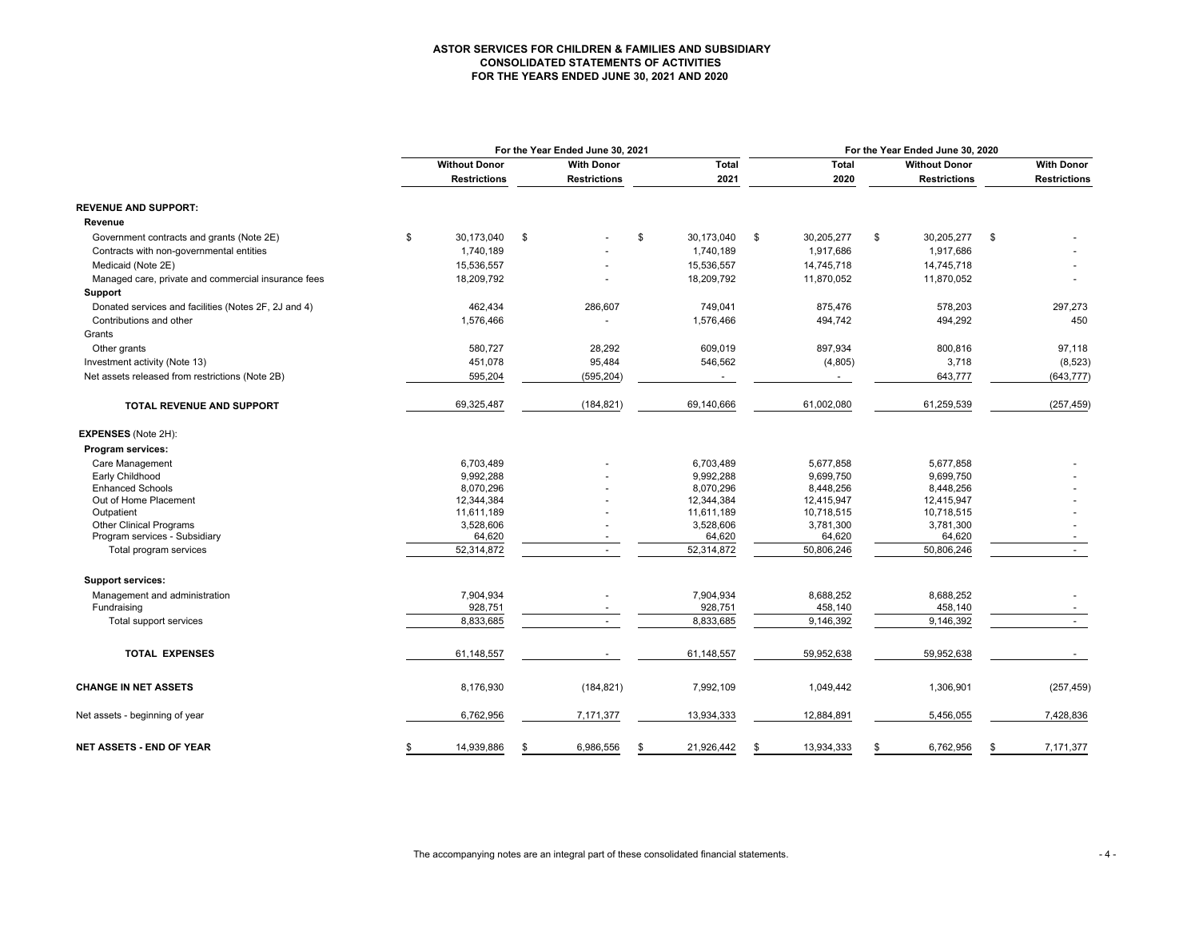**ASTOR SERVICES FOR CHILDREN & FAMILIES AND SUBSIDIARY**
**CONSOLIDATED STATEMENTS OF ACTIVITIES**
**FOR THE YEARS ENDED JUNE 30, 2021 AND 2020**

| | For the Year Ended June 30, 2021 | | | For the Year Ended June 30, 2020 | | |
|---|---|---|---|---|---|---|
| | Without Donor Restrictions | With Donor Restrictions | Total 2021 | Total 2020 | Without Donor Restrictions | With Donor Restrictions |
| **REVENUE AND SUPPORT:** | | | | | | |
| **Revenue** | | | | | | |
| Government contracts and grants (Note 2E) | $ 30,173,040 | $ - | $ 30,173,040 | $ 30,205,277 | $ 30,205,277 | $ - |
| Contracts with non-governmental entities | 1,740,189 | - | 1,740,189 | 1,917,686 | 1,917,686 | - |
| Medicaid (Note 2E) | 15,536,557 | - | 15,536,557 | 14,745,718 | 14,745,718 | - |
| Managed care, private and commercial insurance fees | 18,209,792 | - | 18,209,792 | 11,870,052 | 11,870,052 | - |
| **Support** | | | | | | |
| Donated services and facilities (Notes 2F, 2J and 4) | 462,434 | 286,607 | 749,041 | 875,476 | 578,203 | 297,273 |
| Contributions and other | 1,576,466 | - | 1,576,466 | 494,742 | 494,292 | 450 |
| Grants | | | | | | |
| Other grants | 580,727 | 28,292 | 609,019 | 897,934 | 800,816 | 97,118 |
| Investment activity (Note 13) | 451,078 | 95,484 | 546,562 | (4,805) | 3,718 | (8,523) |
| Net assets released from restrictions (Note 2B) | 595,204 | (595,204) | - | - | 643,777 | (643,777) |
| **TOTAL REVENUE AND SUPPORT** | 69,325,487 | (184,821) | 69,140,666 | 61,002,080 | 61,259,539 | (257,459) |
| **EXPENSES** (Note 2H): | | | | | | |
| **Program services:** | | | | | | |
| Care Management | 6,703,489 | - | 6,703,489 | 5,677,858 | 5,677,858 | - |
| Early Childhood | 9,992,288 | - | 9,992,288 | 9,699,750 | 9,699,750 | - |
| Enhanced Schools | 8,070,296 | - | 8,070,296 | 8,448,256 | 8,448,256 | - |
| Out of Home Placement | 12,344,384 | - | 12,344,384 | 12,415,947 | 12,415,947 | - |
| Outpatient | 11,611,189 | - | 11,611,189 | 10,718,515 | 10,718,515 | - |
| Other Clinical Programs | 3,528,606 | - | 3,528,606 | 3,781,300 | 3,781,300 | - |
| Program services - Subsidiary | 64,620 | - | 64,620 | 64,620 | 64,620 | - |
| Total program services | 52,314,872 | - | 52,314,872 | 50,806,246 | 50,806,246 | - |
| **Support services:** | | | | | | |
| Management and administration | 7,904,934 | - | 7,904,934 | 8,688,252 | 8,688,252 | - |
| Fundraising | 928,751 | - | 928,751 | 458,140 | 458,140 | - |
| Total support services | 8,833,685 | - | 8,833,685 | 9,146,392 | 9,146,392 | - |
| **TOTAL EXPENSES** | 61,148,557 | - | 61,148,557 | 59,952,638 | 59,952,638 | - |
| **CHANGE IN NET ASSETS** | 8,176,930 | (184,821) | 7,992,109 | 1,049,442 | 1,306,901 | (257,459) |
| Net assets - beginning of year | 6,762,956 | 7,171,377 | 13,934,333 | 12,884,891 | 5,456,055 | 7,428,836 |
| **NET ASSETS - END OF YEAR** | $ 14,939,886 | $ 6,986,556 | $ 21,926,442 | $ 13,934,333 | $ 6,762,956 | $ 7,171,377 |

The accompanying notes are an integral part of these consolidated financial statements.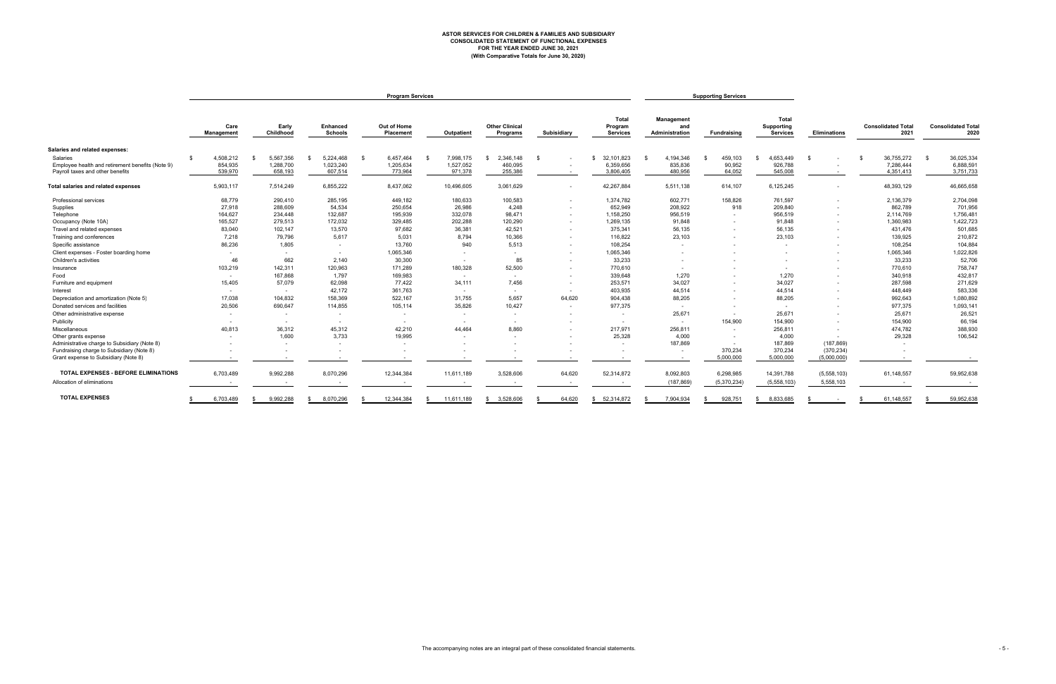# ASTOR SERVICES FOR CHILDREN & FAMILIES AND SUBSIDIARY
## CONSOLIDATED STATEMENT OF FUNCTIONAL EXPENSES
### FOR THE YEAR ENDED JUNE 30, 2021
### (With Comparative Totals for June 30, 2020)

| | Program Services | | | | | | | | Supporting Services | | | | | |
|---|---|---|---|---|---|---|---|---|---|---|---|---|---|---|
| | Care Management | Early Childhood | Enhanced Schools | Out of Home Placement | Outpatient | Other Clinical Programs | Subsidiary | Total Program Services | Management and Administration | Fundraising | Total Supporting Services | Eliminations | Consolidated Total 2021 | Consolidated Total 2020 |
| **Salaries and related expenses:** | | | | | | | | | | | | | | |
| Salaries | $ 4,508,212 | $ 5,567,356 | $ 5,224,468 | $ 6,457,464 | $ 7,998,175 | $ 2,346,148 | $ - | $ 32,101,823 | $ 4,194,346 | $ 459,103 | $ 4,653,449 | $ - | $ 36,755,272 | $ 36,025,334 |
| Employee health and retirement benefits (Note 9) | 854,935 | 1,288,700 | 1,023,240 | 1,205,634 | 1,527,052 | 460,095 | - | 6,359,656 | 835,836 | 90,952 | 926,788 | - | 7,286,444 | 6,888,591 |
| Payroll taxes and other benefits | 539,970 | 658,193 | 607,514 | 773,964 | 971,378 | 255,386 | - | 3,806,405 | 480,956 | 64,052 | 545,008 | - | 4,351,413 | 3,751,733 |
| **Total salaries and related expenses** | 5,903,117 | 7,514,249 | 6,855,222 | 8,437,062 | 10,496,605 | 3,061,629 | - | 42,267,884 | 5,511,138 | 614,107 | 6,125,245 | - | 48,393,129 | 46,665,658 |
| Professional services | 68,779 | 290,410 | 285,195 | 449,182 | 180,633 | 100,583 | - | 1,374,782 | 602,771 | 158,826 | 761,597 | - | 2,136,379 | 2,704,098 |
| Supplies | 27,918 | 288,609 | 54,534 | 250,654 | 26,986 | 4,248 | - | 652,949 | 208,922 | 918 | 209,840 | - | 862,789 | 701,956 |
| Telephone | 164,627 | 234,448 | 132,687 | 195,939 | 332,078 | 98,471 | - | 1,158,250 | 956,519 | - | 956,519 | - | 2,114,769 | 1,756,481 |
| Occupancy (Note 10A) | 165,527 | 279,513 | 172,032 | 329,485 | 202,288 | 120,290 | - | 1,269,135 | 91,848 | - | 91,848 | - | 1,360,983 | 1,422,723 |
| Travel and related expenses | 83,040 | 102,147 | 13,570 | 97,682 | 36,381 | 42,521 | - | 375,341 | 56,135 | - | 56,135 | - | 431,476 | 501,685 |
| Training and conferences | 7,218 | 79,796 | 5,617 | 5,031 | 8,794 | 10,366 | - | 116,822 | 23,103 | - | 23,103 | - | 139,925 | 210,872 |
| Specific assistance | 86,236 | 1,805 | - | 13,760 | 940 | 5,513 | - | 108,254 | - | - | - | - | 108,254 | 104,884 |
| Client expenses - Foster boarding home | - | - | - | 1,065,346 | - | - | - | 1,065,346 | - | - | - | - | 1,065,346 | 1,022,826 |
| Children's activities | 46 | 662 | 2,140 | 30,300 | - | 85 | - | 33,233 | - | - | - | - | 33,233 | 52,706 |
| Insurance | 103,219 | 142,311 | 120,963 | 171,289 | 180,328 | 52,500 | - | 770,610 | - | - | - | - | 770,610 | 758,747 |
| Food | - | 167,868 | 1,797 | 169,983 | - | - | - | 339,648 | 1,270 | - | 1,270 | - | 340,918 | 432,817 |
| Furniture and equipment | 15,405 | 57,079 | 62,098 | 77,422 | 34,111 | 7,456 | - | 253,571 | 34,027 | - | 34,027 | - | 287,598 | 271,629 |
| Interest | - | - | 42,172 | 361,763 | - | - | - | 403,935 | 44,514 | - | 44,514 | - | 448,449 | 583,336 |
| Depreciation and amortization (Note 5) | 17,038 | 104,832 | 158,369 | 522,167 | 31,755 | 5,657 | 64,620 | 904,438 | 88,205 | - | 88,205 | - | 992,643 | 1,080,892 |
| Donated services and facilities | 20,506 | 690,647 | 114,855 | 105,114 | 35,826 | 10,427 | - | 977,375 | - | - | - | - | 977,375 | 1,093,141 |
| Other administrative expense | - | - | - | - | - | - | - | - | 25,671 | - | 25,671 | - | 25,671 | 26,521 |
| Publicity | - | - | - | - | - | - | - | - | - | 154,900 | 154,900 | - | 154,900 | 66,194 |
| Miscellaneous | 40,813 | 36,312 | 45,312 | 42,210 | 44,464 | 8,860 | - | 217,971 | 256,811 | - | 256,811 | - | 474,782 | 388,930 |
| Other grants expense | - | 1,600 | 3,733 | 19,995 | - | - | - | 25,328 | 4,000 | - | 4,000 | - | 29,328 | 106,542 |
| Administrative charge to Subsidiary (Note 8) | - | - | - | - | - | - | - | - | 187,869 | - | 187,869 | (187,869) | - | |
| Fundraising charge to Subsidiary (Note 8) | - | - | - | - | - | - | - | - | - | 370,234 | 370,234 | (370,234) | - | |
| Grant expense to Subsidiary (Note 8) | - | - | - | - | - | - | - | - | - | 5,000,000 | 5,000,000 | (5,000,000) | - | - |
| **TOTAL EXPENSES - BEFORE ELIMINATIONS** | 6,703,489 | 9,992,288 | 8,070,296 | 12,344,384 | 11,611,189 | 3,528,606 | 64,620 | 52,314,872 | 8,092,803 | 6,298,985 | 14,391,788 | (5,558,103) | 61,148,557 | 59,952,638 |
| Allocation of eliminations | - | - | - | - | - | - | - | - | (187,869) | (5,370,234) | (5,558,103) | 5,558,103 | - | - |
| **TOTAL EXPENSES** | $ 6,703,489 | $ 9,992,288 | $ 8,070,296 | $ 12,344,384 | $ 11,611,189 | $ 3,528,606 | $ 64,620 | $ 52,314,872 | $ 7,904,934 | $ 928,751 | $ 8,833,685 | $ - | $ 61,148,557 | $ 59,952,638 |

The accompanying notes are an integral part of these consolidated financial statements.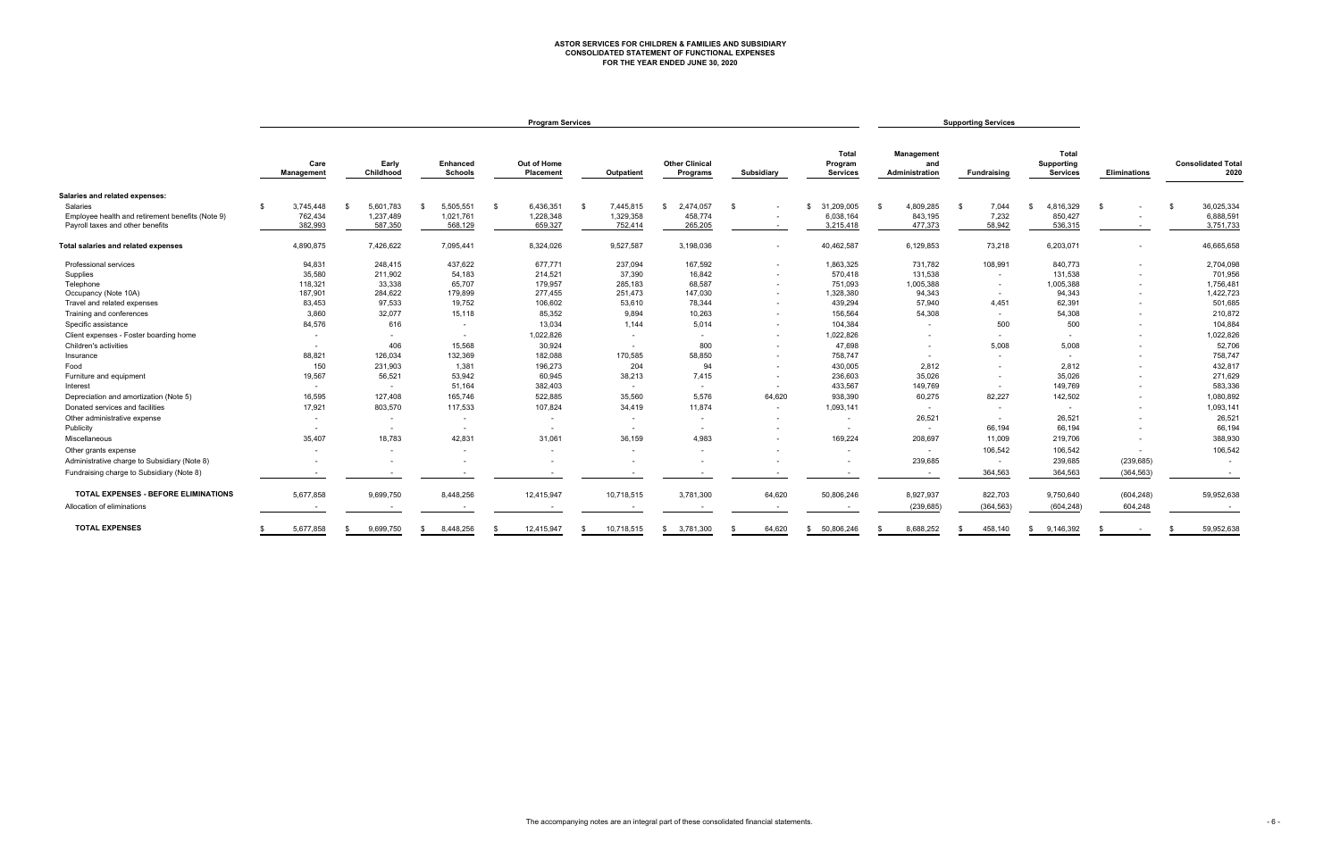# ASTOR SERVICES FOR CHILDREN & FAMILIES AND SUBSIDIARY
## CONSOLIDATED STATEMENT OF FUNCTIONAL EXPENSES
### FOR THE YEAR ENDED JUNE 30, 2020

| | Program Services | | | | | | | | Supporting Services | | | | |
|---|---|---|---|---|---|---|---|---|---|---|---|---|---|
| | Care Management | Early Childhood | Enhanced Schools | Out of Home Placement | Outpatient | Other Clinical Programs | Subsidiary | Total Program Services | Management and Administration | Fundraising | Total Supporting Services | Eliminations | Consolidated Total 2020 |
| **Salaries and related expenses:** | | | | | | | | | | | | | |
| Salaries | $ 3,745,448 | $ 5,601,783 | $ 5,505,551 | $ 6,436,351 | $ 7,445,815 | $ 2,474,057 | $ - | $ 31,209,005 | $ 4,809,285 | $ 7,044 | $ 4,816,329 | $ - | $ 36,025,334 |
| Employee health and retirement benefits (Note 9) | 762,434 | 1,237,489 | 1,021,761 | 1,228,348 | 1,329,358 | 458,774 | - | 6,038,164 | 843,195 | 7,232 | 850,427 | - | 6,888,591 |
| Payroll taxes and other benefits | 382,993 | 587,350 | 568,129 | 659,327 | 752,414 | 265,205 | - | 3,215,418 | 477,373 | 58,942 | 536,315 | - | 3,751,733 |
| **Total salaries and related expenses** | 4,890,875 | 7,426,622 | 7,095,441 | 8,324,026 | 9,527,587 | 3,198,036 | - | 40,462,587 | 6,129,853 | 73,218 | 6,203,071 | - | 46,665,658 |
| Professional services | 94,831 | 248,415 | 437,622 | 677,771 | 237,094 | 167,592 | - | 1,863,325 | 731,782 | 108,991 | 840,773 | - | 2,704,098 |
| Supplies | 35,580 | 211,902 | 54,183 | 214,521 | 37,390 | 16,842 | - | 570,418 | 131,538 | - | 131,538 | - | 701,956 |
| Telephone | 118,321 | 33,338 | 65,707 | 179,957 | 285,183 | 68,587 | - | 751,093 | 1,005,388 | - | 1,005,388 | - | 1,756,481 |
| Occupancy (Note 10A) | 187,901 | 284,622 | 179,899 | 277,455 | 251,473 | 147,030 | - | 1,328,380 | 94,343 | - | 94,343 | - | 1,422,723 |
| Travel and related expenses | 83,453 | 97,533 | 19,752 | 106,602 | 53,610 | 78,344 | - | 439,294 | 57,940 | 4,451 | 62,391 | - | 501,685 |
| Training and conferences | 3,860 | 32,077 | 15,118 | 85,352 | 9,894 | 10,263 | - | 156,564 | 54,308 | - | 54,308 | - | 210,872 |
| Specific assistance | 84,576 | 616 | - | 13,034 | 1,144 | 5,014 | - | 104,384 | - | 500 | 500 | - | 104,884 |
| Client expenses - Foster boarding home | - | - | - | 1,022,826 | - | - | - | 1,022,826 | - | - | - | - | 1,022,826 |
| Children's activities | - | 406 | 15,568 | 30,924 | - | 800 | - | 47,698 | - | 5,008 | 5,008 | - | 52,706 |
| Insurance | 88,821 | 126,034 | 132,369 | 182,088 | 170,585 | 58,850 | - | 758,747 | - | - | - | - | 758,747 |
| Food | 150 | 231,903 | 1,381 | 196,273 | 204 | 94 | - | 430,005 | 2,812 | - | 2,812 | - | 432,817 |
| Furniture and equipment | 19,567 | 56,521 | 53,942 | 60,945 | 38,213 | 7,415 | - | 236,603 | 35,026 | - | 35,026 | - | 271,629 |
| Interest | - | - | 51,164 | 382,403 | - | - | - | 433,567 | 149,769 | - | 149,769 | - | 583,336 |
| Depreciation and amortization (Note 5) | 16,595 | 127,408 | 165,746 | 522,885 | 35,560 | 5,576 | 64,620 | 938,390 | 60,275 | 82,227 | 142,502 | - | 1,080,892 |
| Donated services and facilities | 17,921 | 803,570 | 117,533 | 107,824 | 34,419 | 11,874 | - | 1,093,141 | - | - | - | - | 1,093,141 |
| Other administrative expense | - | - | - | - | - | - | - | - | 26,521 | - | 26,521 | - | 26,521 |
| Publicity | - | - | - | - | - | - | - | - | - | 66,194 | 66,194 | - | 66,194 |
| Miscellaneous | 35,407 | 18,783 | 42,831 | 31,061 | 36,159 | 4,983 | - | 169,224 | 208,697 | 11,009 | 219,706 | - | 388,930 |
| Other grants expense | - | - | - | - | - | - | - | - | - | 106,542 | 106,542 | - | 106,542 |
| Administrative charge to Subsidiary (Note 8) | - | - | - | - | - | - | - | - | 239,685 | - | 239,685 | (239,685) | - |
| Fundraising charge to Subsidiary (Note 8) | - | - | - | - | - | - | - | - | - | 364,563 | 364,563 | (364,563) | - |
| **TOTAL EXPENSES - BEFORE ELIMINATIONS** | 5,677,858 | 9,699,750 | 8,448,256 | 12,415,947 | 10,718,515 | 3,781,300 | 64,620 | 50,806,246 | 8,927,937 | 822,703 | 9,750,640 | (604,248) | 59,952,638 |
| Allocation of eliminations | - | - | - | - | - | - | - | - | (239,685) | (364,563) | (604,248) | 604,248 | - |
| **TOTAL EXPENSES** | $ 5,677,858 | $ 9,699,750 | $ 8,448,256 | $ 12,415,947 | $ 10,718,515 | $ 3,781,300 | $ 64,620 | $ 50,806,246 | $ 8,688,252 | $ 458,140 | $ 9,146,392 | $ - | $ 59,952,638 |

The accompanying notes are an integral part of these consolidated financial statements.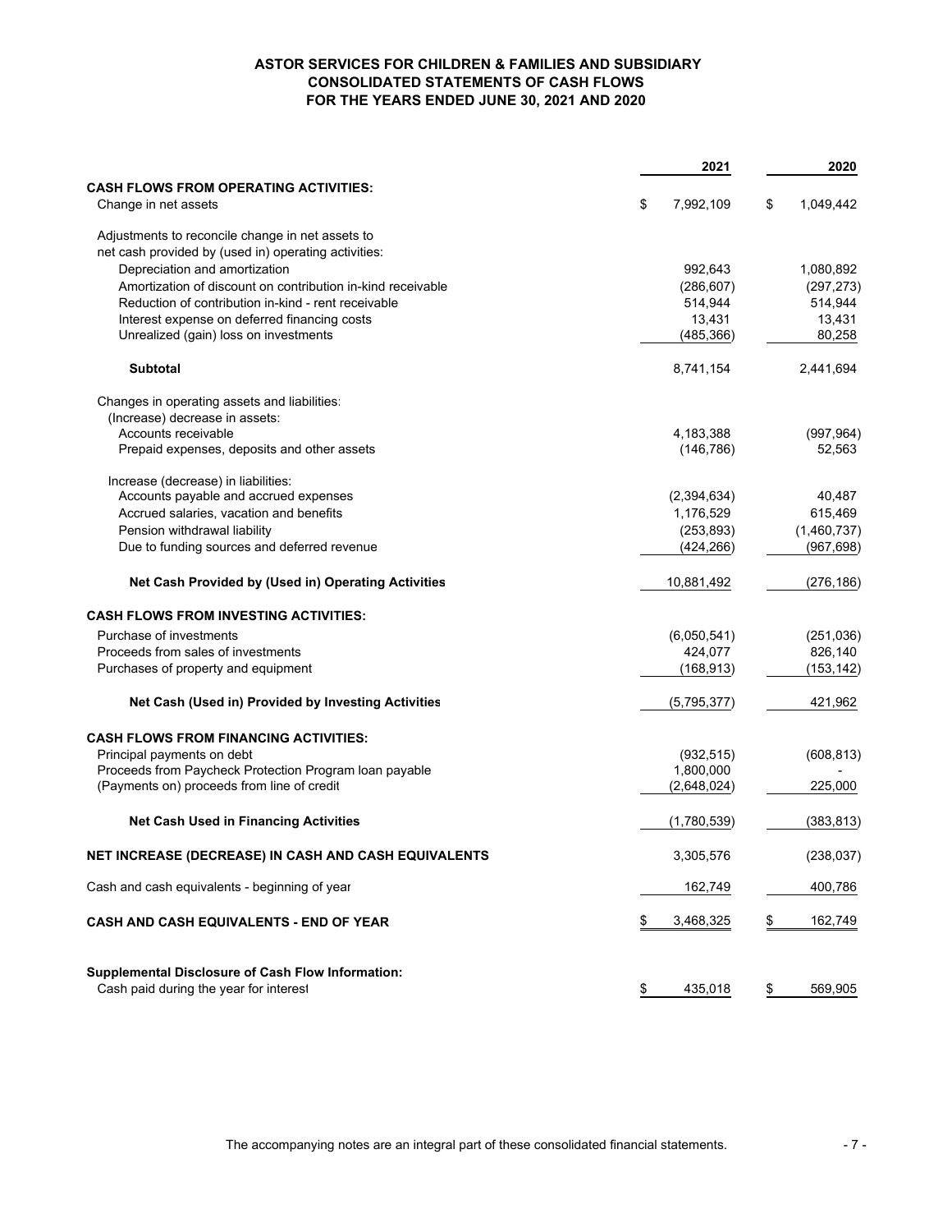# ASTOR SERVICES FOR CHILDREN & FAMILIES AND SUBSIDIARY
## CONSOLIDATED STATEMENTS OF CASH FLOWS
## FOR THE YEARS ENDED JUNE 30, 2021 AND 2020

| | 2021 | 2020 |
|---|---|---|
| **CASH FLOWS FROM OPERATING ACTIVITIES:** | | |
| Change in net assets | $ 7,992,109 | $ 1,049,442 |
| Adjustments to reconcile change in net assets to net cash provided by (used in) operating activities: | | |
| Depreciation and amortization | 992,643 | 1,080,892 |
| Amortization of discount on contribution in-kind receivable | (286,607) | (297,273) |
| Reduction of contribution in-kind - rent receivable | 514,944 | 514,944 |
| Interest expense on deferred financing costs | 13,431 | 13,431 |
| Unrealized (gain) loss on investments | (485,366) | 80,258 |
| **Subtotal** | 8,741,154 | 2,441,694 |
| Changes in operating assets and liabilities: | | |
| (Increase) decrease in assets: | | |
| Accounts receivable | 4,183,388 | (997,964) |
| Prepaid expenses, deposits and other assets | (146,786) | 52,563 |
| Increase (decrease) in liabilities: | | |
| Accounts payable and accrued expenses | (2,394,634) | 40,487 |
| Accrued salaries, vacation and benefits | 1,176,529 | 615,469 |
| Pension withdrawal liability | (253,893) | (1,460,737) |
| Due to funding sources and deferred revenue | (424,266) | (967,698) |
| **Net Cash Provided by (Used in) Operating Activities** | 10,881,492 | (276,186) |
| **CASH FLOWS FROM INVESTING ACTIVITIES:** | | |
| Purchase of investments | (6,050,541) | (251,036) |
| Proceeds from sales of investments | 424,077 | 826,140 |
| Purchases of property and equipment | (168,913) | (153,142) |
| **Net Cash (Used in) Provided by Investing Activities** | (5,795,377) | 421,962 |
| **CASH FLOWS FROM FINANCING ACTIVITIES:** | | |
| Principal payments on debt | (932,515) | (608,813) |
| Proceeds from Paycheck Protection Program loan payable | 1,800,000 | - |
| (Payments on) proceeds from line of credit | (2,648,024) | 225,000 |
| **Net Cash Used in Financing Activities** | (1,780,539) | (383,813) |
| **NET INCREASE (DECREASE) IN CASH AND CASH EQUIVALENTS** | 3,305,576 | (238,037) |
| Cash and cash equivalents - beginning of year | 162,749 | 400,786 |
| **CASH AND CASH EQUIVALENTS - END OF YEAR** | $ 3,468,325 | $ 162,749 |
| **Supplemental Disclosure of Cash Flow Information:** | | |
| Cash paid during the year for interest | $ 435,018 | $ 569,905 |

The accompanying notes are an integral part of these consolidated financial statements.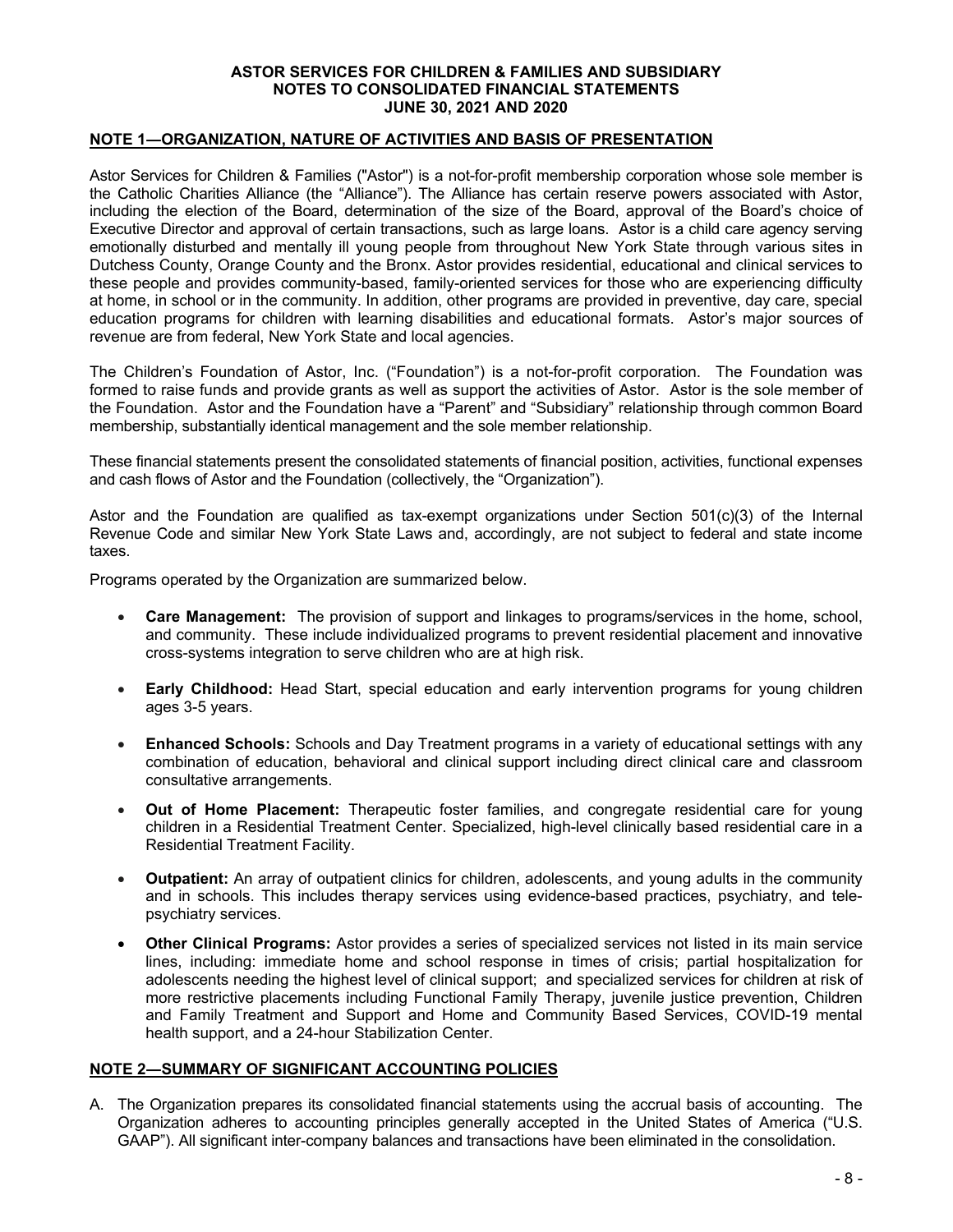**ASTOR SERVICES FOR CHILDREN & FAMILIES AND SUBSIDIARY**
**NOTES TO CONSOLIDATED FINANCIAL STATEMENTS**
**JUNE 30, 2021 AND 2020**

## NOTE 1—ORGANIZATION, NATURE OF ACTIVITIES AND BASIS OF PRESENTATION

Astor Services for Children & Families ("Astor") is a not-for-profit membership corporation whose sole member is the Catholic Charities Alliance (the "Alliance"). The Alliance has certain reserve powers associated with Astor, including the election of the Board, determination of the size of the Board, approval of the Board's choice of Executive Director and approval of certain transactions, such as large loans. Astor is a child care agency serving emotionally disturbed and mentally ill young people from throughout New York State through various sites in Dutchess County, Orange County and the Bronx. Astor provides residential, educational and clinical services to these people and provides community-based, family-oriented services for those who are experiencing difficulty at home, in school or in the community. In addition, other programs are provided in preventive, day care, special education programs for children with learning disabilities and educational formats. Astor's major sources of revenue are from federal, New York State and local agencies.

The Children's Foundation of Astor, Inc. ("Foundation") is a not-for-profit corporation. The Foundation was formed to raise funds and provide grants as well as support the activities of Astor. Astor is the sole member of the Foundation. Astor and the Foundation have a "Parent" and "Subsidiary" relationship through common Board membership, substantially identical management and the sole member relationship.

These financial statements present the consolidated statements of financial position, activities, functional expenses and cash flows of Astor and the Foundation (collectively, the "Organization").

Astor and the Foundation are qualified as tax-exempt organizations under Section 501(c)(3) of the Internal Revenue Code and similar New York State Laws and, accordingly, are not subject to federal and state income taxes.

Programs operated by the Organization are summarized below.

- **Care Management:** The provision of support and linkages to programs/services in the home, school, and community. These include individualized programs to prevent residential placement and innovative cross-systems integration to serve children who are at high risk.
- **Early Childhood:** Head Start, special education and early intervention programs for young children ages 3-5 years.
- **Enhanced Schools:** Schools and Day Treatment programs in a variety of educational settings with any combination of education, behavioral and clinical support including direct clinical care and classroom consultative arrangements.
- **Out of Home Placement:** Therapeutic foster families, and congregate residential care for young children in a Residential Treatment Center. Specialized, high-level clinically based residential care in a Residential Treatment Facility.
- **Outpatient:** An array of outpatient clinics for children, adolescents, and young adults in the community and in schools. This includes therapy services using evidence-based practices, psychiatry, and tele-psychiatry services.
- **Other Clinical Programs:** Astor provides a series of specialized services not listed in its main service lines, including: immediate home and school response in times of crisis; partial hospitalization for adolescents needing the highest level of clinical support; and specialized services for children at risk of more restrictive placements including Functional Family Therapy, juvenile justice prevention, Children and Family Treatment and Support and Home and Community Based Services, COVID-19 mental health support, and a 24-hour Stabilization Center.

## NOTE 2—SUMMARY OF SIGNIFICANT ACCOUNTING POLICIES

A. The Organization prepares its consolidated financial statements using the accrual basis of accounting. The Organization adheres to accounting principles generally accepted in the United States of America ("U.S. GAAP"). All significant inter-company balances and transactions have been eliminated in the consolidation.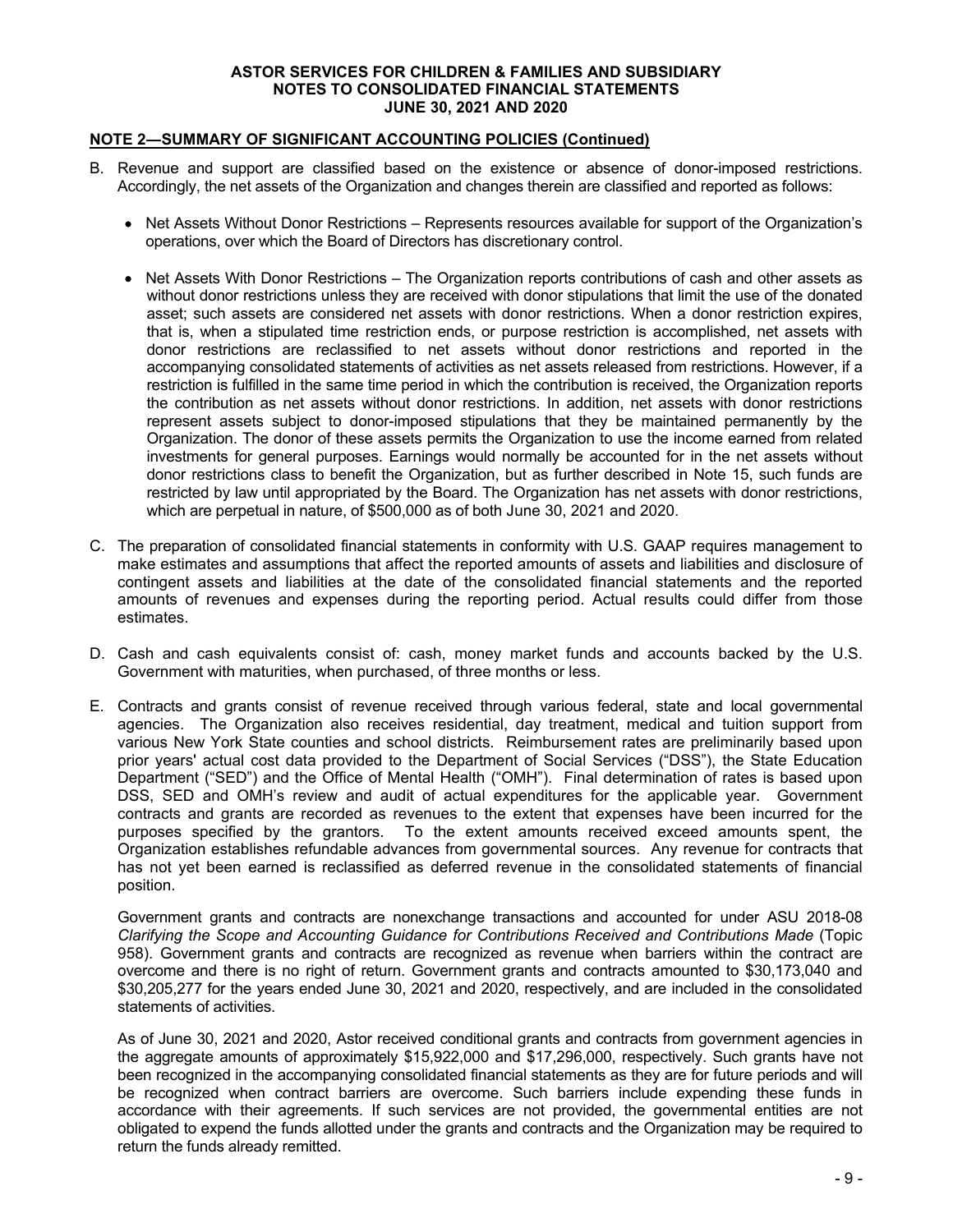**ASTOR SERVICES FOR CHILDREN & FAMILIES AND SUBSIDIARY**
**NOTES TO CONSOLIDATED FINANCIAL STATEMENTS**
**JUNE 30, 2021 AND 2020**

## NOTE 2—SUMMARY OF SIGNIFICANT ACCOUNTING POLICIES (Continued)

B. Revenue and support are classified based on the existence or absence of donor-imposed restrictions. Accordingly, the net assets of the Organization and changes therein are classified and reported as follows:

- Net Assets Without Donor Restrictions – Represents resources available for support of the Organization's operations, over which the Board of Directors has discretionary control.

- Net Assets With Donor Restrictions – The Organization reports contributions of cash and other assets as without donor restrictions unless they are received with donor stipulations that limit the use of the donated asset; such assets are considered net assets with donor restrictions. When a donor restriction expires, that is, when a stipulated time restriction ends, or purpose restriction is accomplished, net assets with donor restrictions are reclassified to net assets without donor restrictions and reported in the accompanying consolidated statements of activities as net assets released from restrictions. However, if a restriction is fulfilled in the same time period in which the contribution is received, the Organization reports the contribution as net assets without donor restrictions. In addition, net assets with donor restrictions represent assets subject to donor-imposed stipulations that they be maintained permanently by the Organization. The donor of these assets permits the Organization to use the income earned from related investments for general purposes. Earnings would normally be accounted for in the net assets without donor restrictions class to benefit the Organization, but as further described in Note 15, such funds are restricted by law until appropriated by the Board. The Organization has net assets with donor restrictions, which are perpetual in nature, of $500,000 as of both June 30, 2021 and 2020.

C. The preparation of consolidated financial statements in conformity with U.S. GAAP requires management to make estimates and assumptions that affect the reported amounts of assets and liabilities and disclosure of contingent assets and liabilities at the date of the consolidated financial statements and the reported amounts of revenues and expenses during the reporting period. Actual results could differ from those estimates.

D. Cash and cash equivalents consist of: cash, money market funds and accounts backed by the U.S. Government with maturities, when purchased, of three months or less.

E. Contracts and grants consist of revenue received through various federal, state and local governmental agencies. The Organization also receives residential, day treatment, medical and tuition support from various New York State counties and school districts. Reimbursement rates are preliminarily based upon prior years' actual cost data provided to the Department of Social Services ("DSS"), the State Education Department ("SED") and the Office of Mental Health ("OMH"). Final determination of rates is based upon DSS, SED and OMH's review and audit of actual expenditures for the applicable year. Government contracts and grants are recorded as revenues to the extent that expenses have been incurred for the purposes specified by the grantors. To the extent amounts received exceed amounts spent, the Organization establishes refundable advances from governmental sources. Any revenue for contracts that has not yet been earned is reclassified as deferred revenue in the consolidated statements of financial position.

   Government grants and contracts are nonexchange transactions and accounted for under ASU 2018-08 *Clarifying the Scope and Accounting Guidance for Contributions Received and Contributions Made* (Topic 958). Government grants and contracts are recognized as revenue when barriers within the contract are overcome and there is no right of return. Government grants and contracts amounted to $30,173,040 and $30,205,277 for the years ended June 30, 2021 and 2020, respectively, and are included in the consolidated statements of activities.

   As of June 30, 2021 and 2020, Astor received conditional grants and contracts from government agencies in the aggregate amounts of approximately $15,922,000 and $17,296,000, respectively. Such grants have not been recognized in the accompanying consolidated financial statements as they are for future periods and will be recognized when contract barriers are overcome. Such barriers include expending these funds in accordance with their agreements. If such services are not provided, the governmental entities are not obligated to expend the funds allotted under the grants and contracts and the Organization may be required to return the funds already remitted.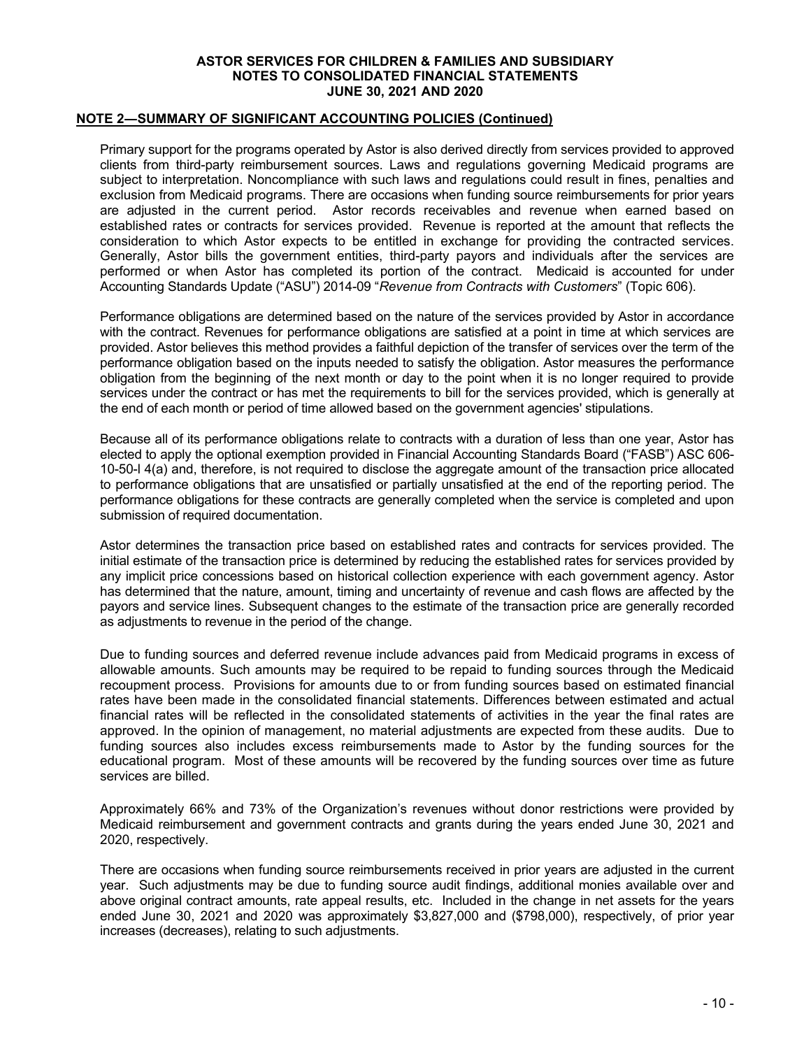## NOTE 2—SUMMARY OF SIGNIFICANT ACCOUNTING POLICIES (Continued)

Primary support for the programs operated by Astor is also derived directly from services provided to approved clients from third-party reimbursement sources. Laws and regulations governing Medicaid programs are subject to interpretation. Noncompliance with such laws and regulations could result in fines, penalties and exclusion from Medicaid programs. There are occasions when funding source reimbursements for prior years are adjusted in the current period. Astor records receivables and revenue when earned based on established rates or contracts for services provided. Revenue is reported at the amount that reflects the consideration to which Astor expects to be entitled in exchange for providing the contracted services. Generally, Astor bills the government entities, third-party payors and individuals after the services are performed or when Astor has completed its portion of the contract. Medicaid is accounted for under Accounting Standards Update ("ASU") 2014-09 "*Revenue from Contracts with Customers*" (Topic 606).

Performance obligations are determined based on the nature of the services provided by Astor in accordance with the contract. Revenues for performance obligations are satisfied at a point in time at which services are provided. Astor believes this method provides a faithful depiction of the transfer of services over the term of the performance obligation based on the inputs needed to satisfy the obligation. Astor measures the performance obligation from the beginning of the next month or day to the point when it is no longer required to provide services under the contract or has met the requirements to bill for the services provided, which is generally at the end of each month or period of time allowed based on the government agencies' stipulations.

Because all of its performance obligations relate to contracts with a duration of less than one year, Astor has elected to apply the optional exemption provided in Financial Accounting Standards Board ("FASB") ASC 606-10-50-l 4(a) and, therefore, is not required to disclose the aggregate amount of the transaction price allocated to performance obligations that are unsatisfied or partially unsatisfied at the end of the reporting period. The performance obligations for these contracts are generally completed when the service is completed and upon submission of required documentation.

Astor determines the transaction price based on established rates and contracts for services provided. The initial estimate of the transaction price is determined by reducing the established rates for services provided by any implicit price concessions based on historical collection experience with each government agency. Astor has determined that the nature, amount, timing and uncertainty of revenue and cash flows are affected by the payors and service lines. Subsequent changes to the estimate of the transaction price are generally recorded as adjustments to revenue in the period of the change.

Due to funding sources and deferred revenue include advances paid from Medicaid programs in excess of allowable amounts. Such amounts may be required to be repaid to funding sources through the Medicaid recoupment process. Provisions for amounts due to or from funding sources based on estimated financial rates have been made in the consolidated financial statements. Differences between estimated and actual financial rates will be reflected in the consolidated statements of activities in the year the final rates are approved. In the opinion of management, no material adjustments are expected from these audits. Due to funding sources also includes excess reimbursements made to Astor by the funding sources for the educational program. Most of these amounts will be recovered by the funding sources over time as future services are billed.

Approximately 66% and 73% of the Organization's revenues without donor restrictions were provided by Medicaid reimbursement and government contracts and grants during the years ended June 30, 2021 and 2020, respectively.

There are occasions when funding source reimbursements received in prior years are adjusted in the current year. Such adjustments may be due to funding source audit findings, additional monies available over and above original contract amounts, rate appeal results, etc. Included in the change in net assets for the years ended June 30, 2021 and 2020 was approximately $3,827,000 and ($798,000), respectively, of prior year increases (decreases), relating to such adjustments.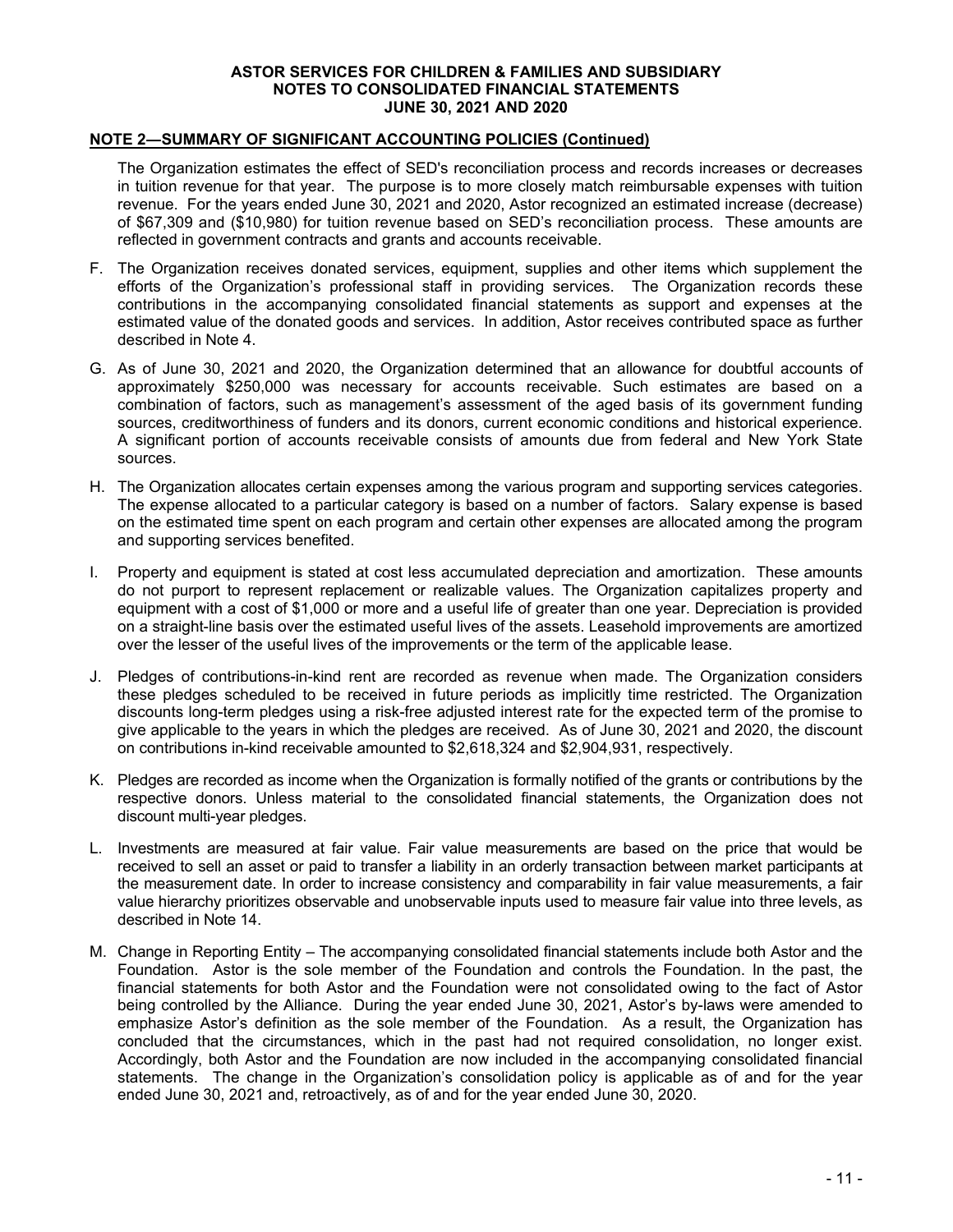## NOTE 2—SUMMARY OF SIGNIFICANT ACCOUNTING POLICIES (Continued)

The Organization estimates the effect of SED's reconciliation process and records increases or decreases in tuition revenue for that year. The purpose is to more closely match reimbursable expenses with tuition revenue. For the years ended June 30, 2021 and 2020, Astor recognized an estimated increase (decrease) of $67,309 and ($10,980) for tuition revenue based on SED's reconciliation process. These amounts are reflected in government contracts and grants and accounts receivable.

F. The Organization receives donated services, equipment, supplies and other items which supplement the efforts of the Organization's professional staff in providing services. The Organization records these contributions in the accompanying consolidated financial statements as support and expenses at the estimated value of the donated goods and services. In addition, Astor receives contributed space as further described in Note 4.

G. As of June 30, 2021 and 2020, the Organization determined that an allowance for doubtful accounts of approximately $250,000 was necessary for accounts receivable. Such estimates are based on a combination of factors, such as management's assessment of the aged basis of its government funding sources, creditworthiness of funders and its donors, current economic conditions and historical experience. A significant portion of accounts receivable consists of amounts due from federal and New York State sources.

H. The Organization allocates certain expenses among the various program and supporting services categories. The expense allocated to a particular category is based on a number of factors. Salary expense is based on the estimated time spent on each program and certain other expenses are allocated among the program and supporting services benefited.

I. Property and equipment is stated at cost less accumulated depreciation and amortization. These amounts do not purport to represent replacement or realizable values. The Organization capitalizes property and equipment with a cost of $1,000 or more and a useful life of greater than one year. Depreciation is provided on a straight-line basis over the estimated useful lives of the assets. Leasehold improvements are amortized over the lesser of the useful lives of the improvements or the term of the applicable lease.

J. Pledges of contributions-in-kind rent are recorded as revenue when made. The Organization considers these pledges scheduled to be received in future periods as implicitly time restricted. The Organization discounts long-term pledges using a risk-free adjusted interest rate for the expected term of the promise to give applicable to the years in which the pledges are received. As of June 30, 2021 and 2020, the discount on contributions in-kind receivable amounted to $2,618,324 and $2,904,931, respectively.

K. Pledges are recorded as income when the Organization is formally notified of the grants or contributions by the respective donors. Unless material to the consolidated financial statements, the Organization does not discount multi-year pledges.

L. Investments are measured at fair value. Fair value measurements are based on the price that would be received to sell an asset or paid to transfer a liability in an orderly transaction between market participants at the measurement date. In order to increase consistency and comparability in fair value measurements, a fair value hierarchy prioritizes observable and unobservable inputs used to measure fair value into three levels, as described in Note 14.

M. Change in Reporting Entity – The accompanying consolidated financial statements include both Astor and the Foundation. Astor is the sole member of the Foundation and controls the Foundation. In the past, the financial statements for both Astor and the Foundation were not consolidated owing to the fact of Astor being controlled by the Alliance. During the year ended June 30, 2021, Astor's by-laws were amended to emphasize Astor's definition as the sole member of the Foundation. As a result, the Organization has concluded that the circumstances, which in the past had not required consolidation, no longer exist. Accordingly, both Astor and the Foundation are now included in the accompanying consolidated financial statements. The change in the Organization's consolidation policy is applicable as of and for the year ended June 30, 2021 and, retroactively, as of and for the year ended June 30, 2020.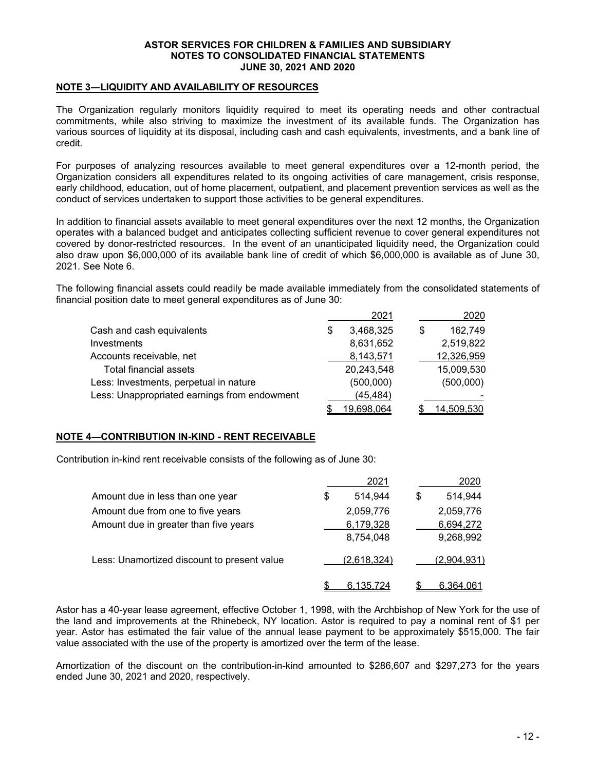## NOTE 3—LIQUIDITY AND AVAILABILITY OF RESOURCES

The Organization regularly monitors liquidity required to meet its operating needs and other contractual commitments, while also striving to maximize the investment of its available funds. The Organization has various sources of liquidity at its disposal, including cash and cash equivalents, investments, and a bank line of credit.

For purposes of analyzing resources available to meet general expenditures over a 12-month period, the Organization considers all expenditures related to its ongoing activities of care management, crisis response, early childhood, education, out of home placement, outpatient, and placement prevention services as well as the conduct of services undertaken to support those activities to be general expenditures.

In addition to financial assets available to meet general expenditures over the next 12 months, the Organization operates with a balanced budget and anticipates collecting sufficient revenue to cover general expenditures not covered by donor-restricted resources. In the event of an unanticipated liquidity need, the Organization could also draw upon $6,000,000 of its available bank line of credit of which $6,000,000 is available as of June 30, 2021. See Note 6.

The following financial assets could readily be made available immediately from the consolidated statements of financial position date to meet general expenditures as of June 30:

| | 2021 | 2020 |
|---|---|---|
| Cash and cash equivalents | $ 3,468,325 | $ 162,749 |
| Investments | 8,631,652 | 2,519,822 |
| Accounts receivable, net | 8,143,571 | 12,326,959 |
| Total financial assets | 20,243,548 | 15,009,530 |
| Less: Investments, perpetual in nature | (500,000) | (500,000) |
| Less: Unappropriated earnings from endowment | (45,484) | - |
| | $ 19,698,064 | $ 14,509,530 |

## NOTE 4—CONTRIBUTION IN-KIND - RENT RECEIVABLE

Contribution in-kind rent receivable consists of the following as of June 30:

| | 2021 | 2020 |
|---|---|---|
| Amount due in less than one year | $ 514,944 | $ 514,944 |
| Amount due from one to five years | 2,059,776 | 2,059,776 |
| Amount due in greater than five years | 6,179,328 | 6,694,272 |
| | 8,754,048 | 9,268,992 |
| Less: Unamortized discount to present value | (2,618,324) | (2,904,931) |
| | $ 6,135,724 | $ 6,364,061 |

Astor has a 40-year lease agreement, effective October 1, 1998, with the Archbishop of New York for the use of the land and improvements at the Rhinebeck, NY location. Astor is required to pay a nominal rent of $1 per year. Astor has estimated the fair value of the annual lease payment to be approximately $515,000. The fair value associated with the use of the property is amortized over the term of the lease.

Amortization of the discount on the contribution-in-kind amounted to $286,607 and $297,273 for the years ended June 30, 2021 and 2020, respectively.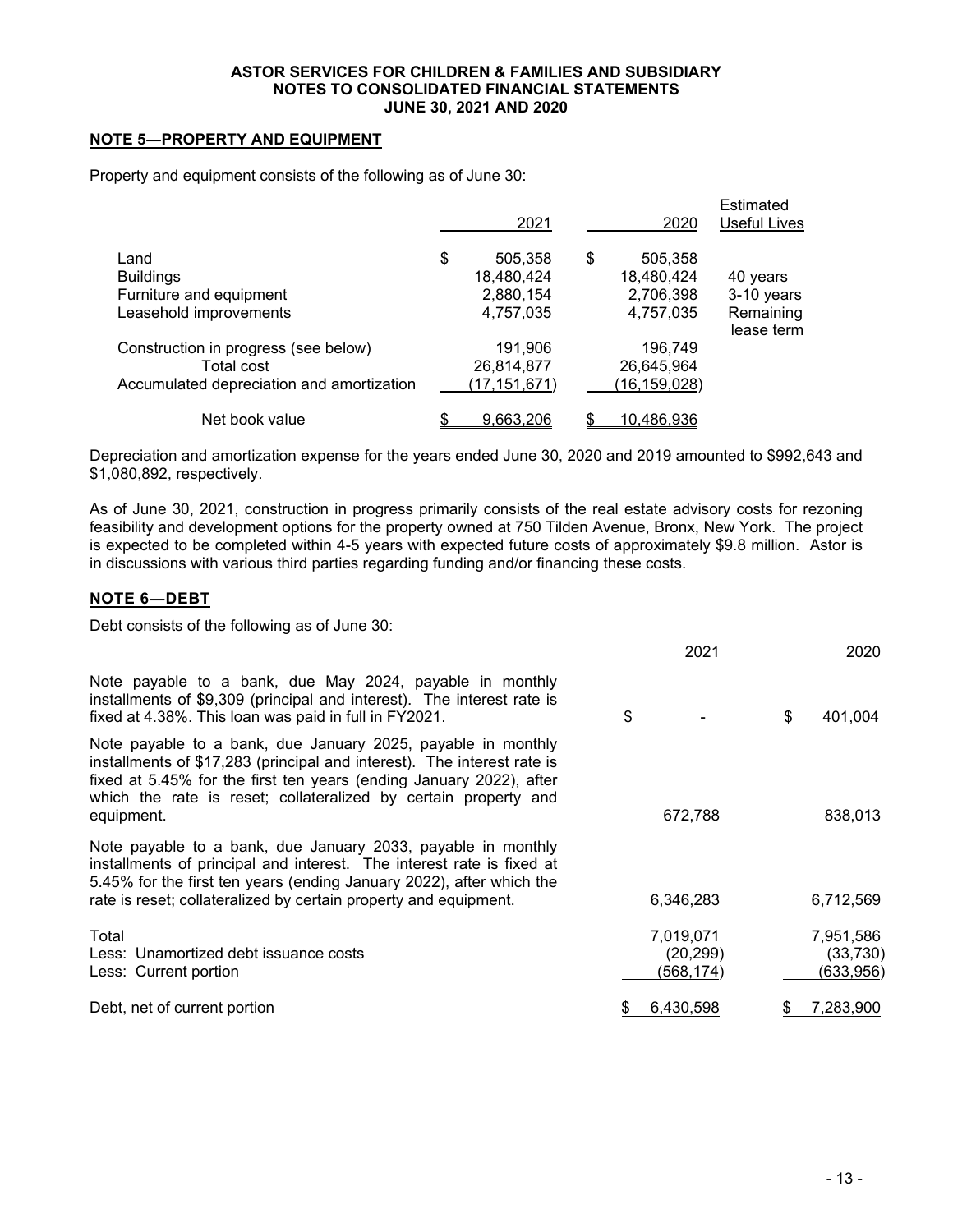**ASTOR SERVICES FOR CHILDREN & FAMILIES AND SUBSIDIARY**
**NOTES TO CONSOLIDATED FINANCIAL STATEMENTS**
**JUNE 30, 2021 AND 2020**

## NOTE 5—PROPERTY AND EQUIPMENT

Property and equipment consists of the following as of June 30:

| | 2021 | 2020 | Estimated Useful Lives |
|---|---|---|---|
| Land | $ 505,358 | $ 505,358 | |
| Buildings | 18,480,424 | 18,480,424 | 40 years |
| Furniture and equipment | 2,880,154 | 2,706,398 | 3-10 years |
| Leasehold improvements | 4,757,035 | 4,757,035 | Remaining lease term |
| Construction in progress (see below) | 191,906 | 196,749 | |
| Total cost | 26,814,877 | 26,645,964 | |
| Accumulated depreciation and amortization | (17,151,671) | (16,159,028) | |
| Net book value | $ 9,663,206 | $ 10,486,936 | |

Depreciation and amortization expense for the years ended June 30, 2020 and 2019 amounted to $992,643 and $1,080,892, respectively.

As of June 30, 2021, construction in progress primarily consists of the real estate advisory costs for rezoning feasibility and development options for the property owned at 750 Tilden Avenue, Bronx, New York. The project is expected to be completed within 4-5 years with expected future costs of approximately $9.8 million. Astor is in discussions with various third parties regarding funding and/or financing these costs.

## NOTE 6—DEBT

Debt consists of the following as of June 30:

| | 2021 | 2020 |
|---|---|---|
| Note payable to a bank, due May 2024, payable in monthly installments of $9,309 (principal and interest). The interest rate is fixed at 4.38%. This loan was paid in full in FY2021. | $ - | $ 401,004 |
| Note payable to a bank, due January 2025, payable in monthly installments of $17,283 (principal and interest). The interest rate is fixed at 5.45% for the first ten years (ending January 2022), after which the rate is reset; collateralized by certain property and equipment. | 672,788 | 838,013 |
| Note payable to a bank, due January 2033, payable in monthly installments of principal and interest. The interest rate is fixed at 5.45% for the first ten years (ending January 2022), after which the rate is reset; collateralized by certain property and equipment. | 6,346,283 | 6,712,569 |
| Total | 7,019,071 | 7,951,586 |
| Less: Unamortized debt issuance costs | (20,299) | (33,730) |
| Less: Current portion | (568,174) | (633,956) |
| Debt, net of current portion | $ 6,430,598 | $ 7,283,900 |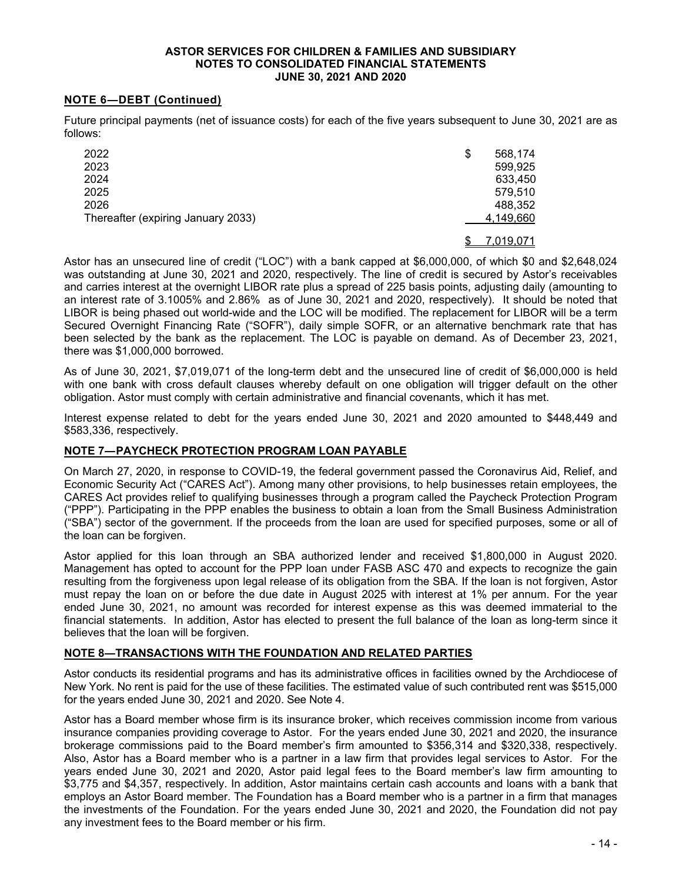## NOTE 6—DEBT (Continued)

Future principal payments (net of issuance costs) for each of the five years subsequent to June 30, 2021 are as follows:

| | |
|---|---|
| 2022 | $ 568,174 |
| 2023 | 599,925 |
| 2024 | 633,450 |
| 2025 | 579,510 |
| 2026 | 488,352 |
| Thereafter (expiring January 2033) | 4,149,660 |
| | $ 7,019,071 |

Astor has an unsecured line of credit ("LOC") with a bank capped at $6,000,000, of which $0 and $2,648,024 was outstanding at June 30, 2021 and 2020, respectively. The line of credit is secured by Astor's receivables and carries interest at the overnight LIBOR rate plus a spread of 225 basis points, adjusting daily (amounting to an interest rate of 3.1005% and 2.86% as of June 30, 2021 and 2020, respectively). It should be noted that LIBOR is being phased out world-wide and the LOC will be modified. The replacement for LIBOR will be a term Secured Overnight Financing Rate ("SOFR"), daily simple SOFR, or an alternative benchmark rate that has been selected by the bank as the replacement. The LOC is payable on demand. As of December 23, 2021, there was $1,000,000 borrowed.

As of June 30, 2021, $7,019,071 of the long-term debt and the unsecured line of credit of $6,000,000 is held with one bank with cross default clauses whereby default on one obligation will trigger default on the other obligation. Astor must comply with certain administrative and financial covenants, which it has met.

Interest expense related to debt for the years ended June 30, 2021 and 2020 amounted to $448,449 and $583,336, respectively.

## NOTE 7—PAYCHECK PROTECTION PROGRAM LOAN PAYABLE

On March 27, 2020, in response to COVID-19, the federal government passed the Coronavirus Aid, Relief, and Economic Security Act ("CARES Act"). Among many other provisions, to help businesses retain employees, the CARES Act provides relief to qualifying businesses through a program called the Paycheck Protection Program ("PPP"). Participating in the PPP enables the business to obtain a loan from the Small Business Administration ("SBA") sector of the government. If the proceeds from the loan are used for specified purposes, some or all of the loan can be forgiven.

Astor applied for this loan through an SBA authorized lender and received $1,800,000 in August 2020. Management has opted to account for the PPP loan under FASB ASC 470 and expects to recognize the gain resulting from the forgiveness upon legal release of its obligation from the SBA. If the loan is not forgiven, Astor must repay the loan on or before the due date in August 2025 with interest at 1% per annum. For the year ended June 30, 2021, no amount was recorded for interest expense as this was deemed immaterial to the financial statements. In addition, Astor has elected to present the full balance of the loan as long-term since it believes that the loan will be forgiven.

## NOTE 8—TRANSACTIONS WITH THE FOUNDATION AND RELATED PARTIES

Astor conducts its residential programs and has its administrative offices in facilities owned by the Archdiocese of New York. No rent is paid for the use of these facilities. The estimated value of such contributed rent was $515,000 for the years ended June 30, 2021 and 2020. See Note 4.

Astor has a Board member whose firm is its insurance broker, which receives commission income from various insurance companies providing coverage to Astor. For the years ended June 30, 2021 and 2020, the insurance brokerage commissions paid to the Board member's firm amounted to $356,314 and $320,338, respectively. Also, Astor has a Board member who is a partner in a law firm that provides legal services to Astor. For the years ended June 30, 2021 and 2020, Astor paid legal fees to the Board member's law firm amounting to $3,775 and $4,357, respectively. In addition, Astor maintains certain cash accounts and loans with a bank that employs an Astor Board member. The Foundation has a Board member who is a partner in a firm that manages the investments of the Foundation. For the years ended June 30, 2021 and 2020, the Foundation did not pay any investment fees to the Board member or his firm.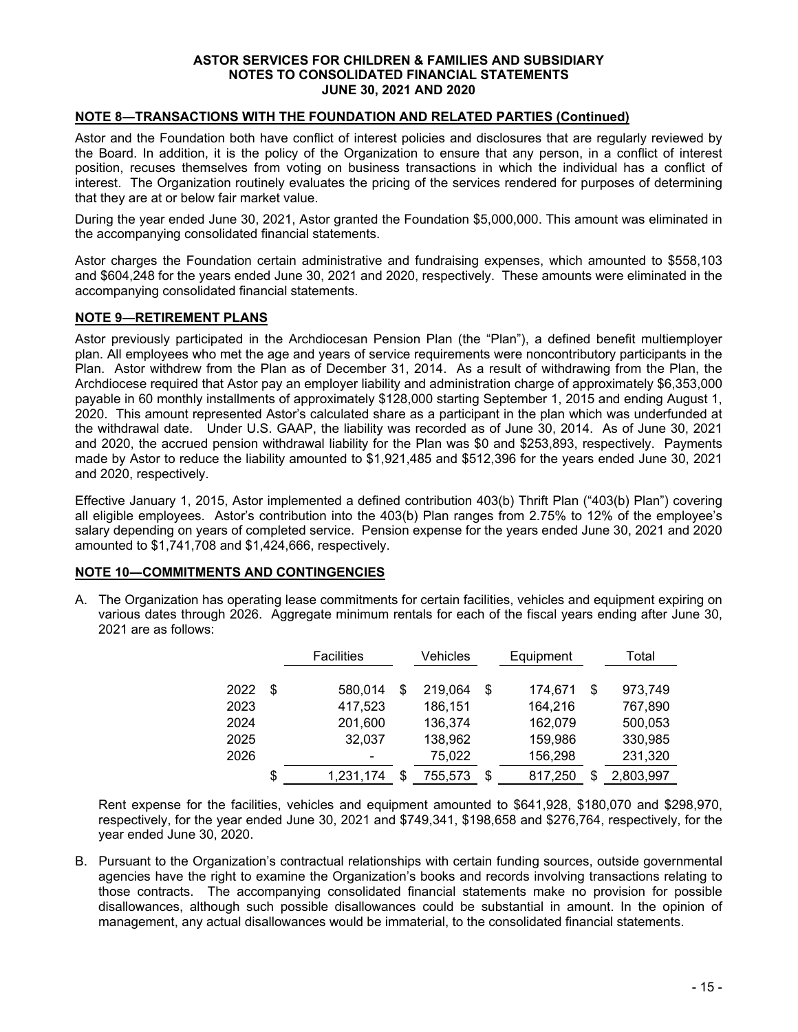**NOTE 8—TRANSACTIONS WITH THE FOUNDATION AND RELATED PARTIES (Continued)**

Astor and the Foundation both have conflict of interest policies and disclosures that are regularly reviewed by the Board. In addition, it is the policy of the Organization to ensure that any person, in a conflict of interest position, recuses themselves from voting on business transactions in which the individual has a conflict of interest. The Organization routinely evaluates the pricing of the services rendered for purposes of determining that they are at or below fair market value.

During the year ended June 30, 2021, Astor granted the Foundation $5,000,000. This amount was eliminated in the accompanying consolidated financial statements.

Astor charges the Foundation certain administrative and fundraising expenses, which amounted to $558,103 and $604,248 for the years ended June 30, 2021 and 2020, respectively. These amounts were eliminated in the accompanying consolidated financial statements.

**NOTE 9—RETIREMENT PLANS**

Astor previously participated in the Archdiocesan Pension Plan (the "Plan"), a defined benefit multiemployer plan. All employees who met the age and years of service requirements were noncontributory participants in the Plan. Astor withdrew from the Plan as of December 31, 2014. As a result of withdrawing from the Plan, the Archdiocese required that Astor pay an employer liability and administration charge of approximately $6,353,000 payable in 60 monthly installments of approximately $128,000 starting September 1, 2015 and ending August 1, 2020. This amount represented Astor's calculated share as a participant in the plan which was underfunded at the withdrawal date. Under U.S. GAAP, the liability was recorded as of June 30, 2014. As of June 30, 2021 and 2020, the accrued pension withdrawal liability for the Plan was $0 and $253,893, respectively. Payments made by Astor to reduce the liability amounted to $1,921,485 and $512,396 for the years ended June 30, 2021 and 2020, respectively.

Effective January 1, 2015, Astor implemented a defined contribution 403(b) Thrift Plan ("403(b) Plan") covering all eligible employees. Astor's contribution into the 403(b) Plan ranges from 2.75% to 12% of the employee's salary depending on years of completed service. Pension expense for the years ended June 30, 2021 and 2020 amounted to $1,741,708 and $1,424,666, respectively.

**NOTE 10—COMMITMENTS AND CONTINGENCIES**

A. The Organization has operating lease commitments for certain facilities, vehicles and equipment expiring on various dates through 2026. Aggregate minimum rentals for each of the fiscal years ending after June 30, 2021 are as follows:

| | Facilities | Vehicles | Equipment | Total |
|---|---|---|---|---|
| 2022 | $ 580,014 | $ 219,064 | $ 174,671 | $ 973,749 |
| 2023 | 417,523 | 186,151 | 164,216 | 767,890 |
| 2024 | 201,600 | 136,374 | 162,079 | 500,053 |
| 2025 | 32,037 | 138,962 | 159,986 | 330,985 |
| 2026 | - | 75,022 | 156,298 | 231,320 |
| | $ 1,231,174 | $ 755,573 | $ 817,250 | $ 2,803,997 |

Rent expense for the facilities, vehicles and equipment amounted to $641,928, $180,070 and $298,970, respectively, for the year ended June 30, 2021 and $749,341, $198,658 and $276,764, respectively, for the year ended June 30, 2020.

B. Pursuant to the Organization's contractual relationships with certain funding sources, outside governmental agencies have the right to examine the Organization's books and records involving transactions relating to those contracts. The accompanying consolidated financial statements make no provision for possible disallowances, although such possible disallowances could be substantial in amount. In the opinion of management, any actual disallowances would be immaterial, to the consolidated financial statements.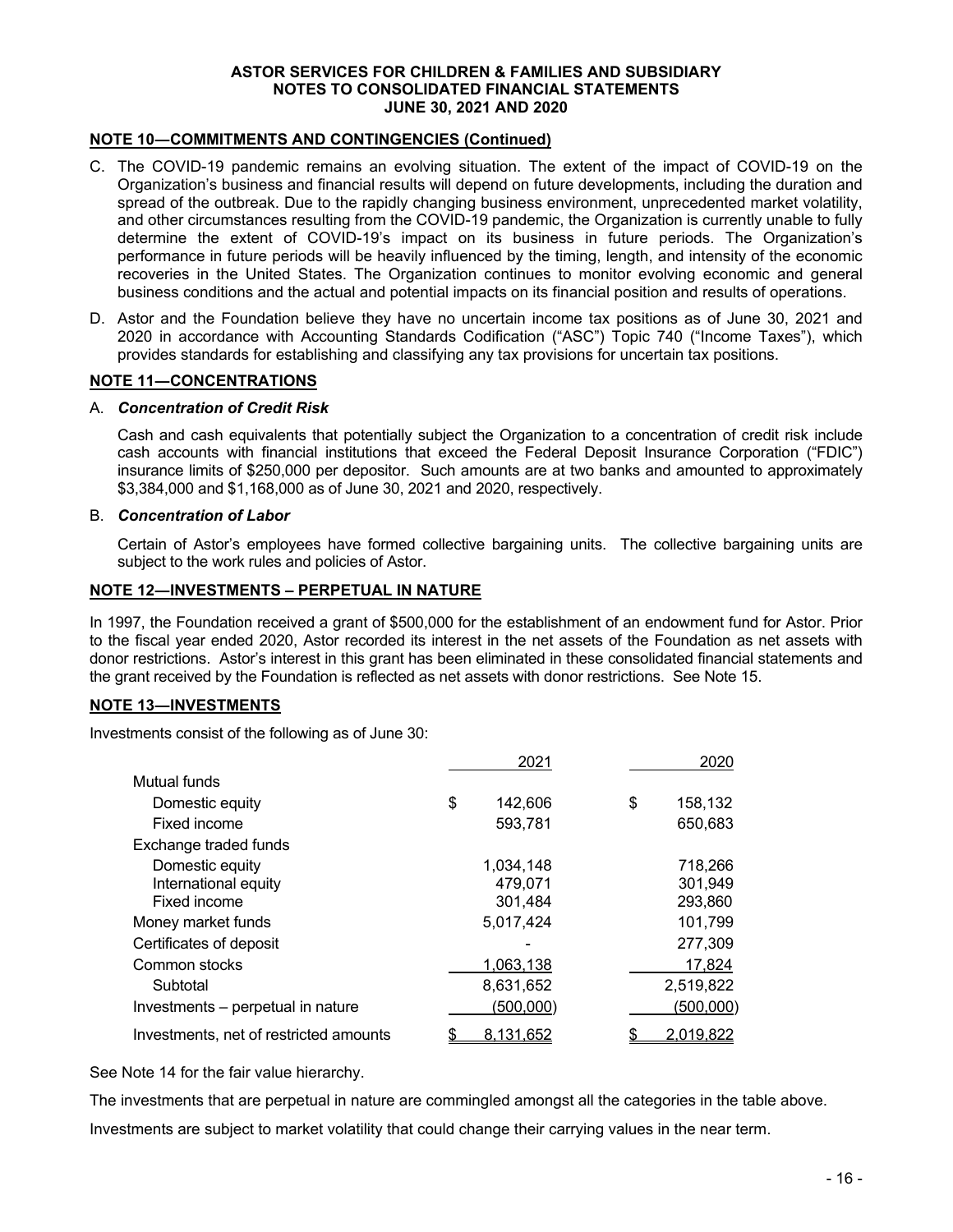## NOTE 10—COMMITMENTS AND CONTINGENCIES (Continued)

C. The COVID-19 pandemic remains an evolving situation. The extent of the impact of COVID-19 on the Organization's business and financial results will depend on future developments, including the duration and spread of the outbreak. Due to the rapidly changing business environment, unprecedented market volatility, and other circumstances resulting from the COVID-19 pandemic, the Organization is currently unable to fully determine the extent of COVID-19's impact on its business in future periods. The Organization's performance in future periods will be heavily influenced by the timing, length, and intensity of the economic recoveries in the United States. The Organization continues to monitor evolving economic and general business conditions and the actual and potential impacts on its financial position and results of operations.

D. Astor and the Foundation believe they have no uncertain income tax positions as of June 30, 2021 and 2020 in accordance with Accounting Standards Codification ("ASC") Topic 740 ("Income Taxes"), which provides standards for establishing and classifying any tax provisions for uncertain tax positions.

## NOTE 11—CONCENTRATIONS

A. ***Concentration of Credit Risk***

Cash and cash equivalents that potentially subject the Organization to a concentration of credit risk include cash accounts with financial institutions that exceed the Federal Deposit Insurance Corporation ("FDIC") insurance limits of $250,000 per depositor. Such amounts are at two banks and amounted to approximately $3,384,000 and $1,168,000 as of June 30, 2021 and 2020, respectively.

B. ***Concentration of Labor***

Certain of Astor's employees have formed collective bargaining units. The collective bargaining units are subject to the work rules and policies of Astor.

## NOTE 12—INVESTMENTS – PERPETUAL IN NATURE

In 1997, the Foundation received a grant of $500,000 for the establishment of an endowment fund for Astor. Prior to the fiscal year ended 2020, Astor recorded its interest in the net assets of the Foundation as net assets with donor restrictions. Astor's interest in this grant has been eliminated in these consolidated financial statements and the grant received by the Foundation is reflected as net assets with donor restrictions. See Note 15.

## NOTE 13—INVESTMENTS

Investments consist of the following as of June 30:

| | 2021 | 2020 |
|---|---|---|
| Mutual funds | | |
| Domestic equity | $ 142,606 | $ 158,132 |
| Fixed income | 593,781 | 650,683 |
| Exchange traded funds | | |
| Domestic equity | 1,034,148 | 718,266 |
| International equity | 479,071 | 301,949 |
| Fixed income | 301,484 | 293,860 |
| Money market funds | 5,017,424 | 101,799 |
| Certificates of deposit | - | 277,309 |
| Common stocks | 1,063,138 | 17,824 |
| Subtotal | 8,631,652 | 2,519,822 |
| Investments – perpetual in nature | (500,000) | (500,000) |
| Investments, net of restricted amounts | $ 8,131,652 | $ 2,019,822 |

See Note 14 for the fair value hierarchy.

The investments that are perpetual in nature are commingled amongst all the categories in the table above.

Investments are subject to market volatility that could change their carrying values in the near term.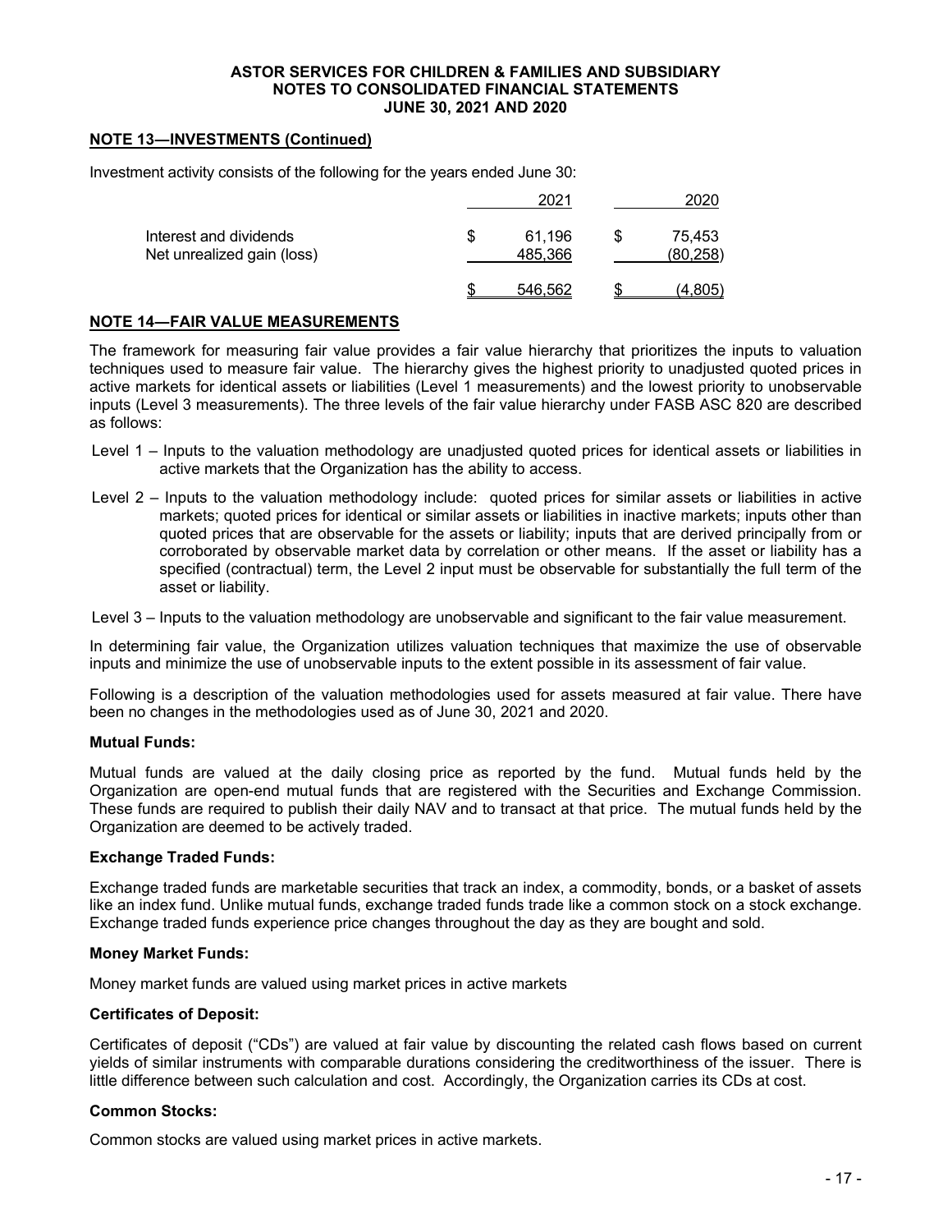## NOTE 13—INVESTMENTS (Continued)

Investment activity consists of the following for the years ended June 30:

| | 2021 | 2020 |
|---|---|---|
| Interest and dividends | $ 61,196 | $ 75,453 |
| Net unrealized gain (loss) | 485,366 | (80,258) |
| | $ 546,562 | $ (4,805) |

## NOTE 14—FAIR VALUE MEASUREMENTS

The framework for measuring fair value provides a fair value hierarchy that prioritizes the inputs to valuation techniques used to measure fair value. The hierarchy gives the highest priority to unadjusted quoted prices in active markets for identical assets or liabilities (Level 1 measurements) and the lowest priority to unobservable inputs (Level 3 measurements). The three levels of the fair value hierarchy under FASB ASC 820 are described as follows:

Level 1 – Inputs to the valuation methodology are unadjusted quoted prices for identical assets or liabilities in active markets that the Organization has the ability to access.

Level 2 – Inputs to the valuation methodology include: quoted prices for similar assets or liabilities in active markets; quoted prices for identical or similar assets or liabilities in inactive markets; inputs other than quoted prices that are observable for the assets or liability; inputs that are derived principally from or corroborated by observable market data by correlation or other means. If the asset or liability has a specified (contractual) term, the Level 2 input must be observable for substantially the full term of the asset or liability.

Level 3 – Inputs to the valuation methodology are unobservable and significant to the fair value measurement.

In determining fair value, the Organization utilizes valuation techniques that maximize the use of observable inputs and minimize the use of unobservable inputs to the extent possible in its assessment of fair value.

Following is a description of the valuation methodologies used for assets measured at fair value. There have been no changes in the methodologies used as of June 30, 2021 and 2020.

**Mutual Funds:**

Mutual funds are valued at the daily closing price as reported by the fund. Mutual funds held by the Organization are open-end mutual funds that are registered with the Securities and Exchange Commission. These funds are required to publish their daily NAV and to transact at that price. The mutual funds held by the Organization are deemed to be actively traded.

**Exchange Traded Funds:**

Exchange traded funds are marketable securities that track an index, a commodity, bonds, or a basket of assets like an index fund. Unlike mutual funds, exchange traded funds trade like a common stock on a stock exchange. Exchange traded funds experience price changes throughout the day as they are bought and sold.

**Money Market Funds:**

Money market funds are valued using market prices in active markets

**Certificates of Deposit:**

Certificates of deposit ("CDs") are valued at fair value by discounting the related cash flows based on current yields of similar instruments with comparable durations considering the creditworthiness of the issuer. There is little difference between such calculation and cost. Accordingly, the Organization carries its CDs at cost.

**Common Stocks:**

Common stocks are valued using market prices in active markets.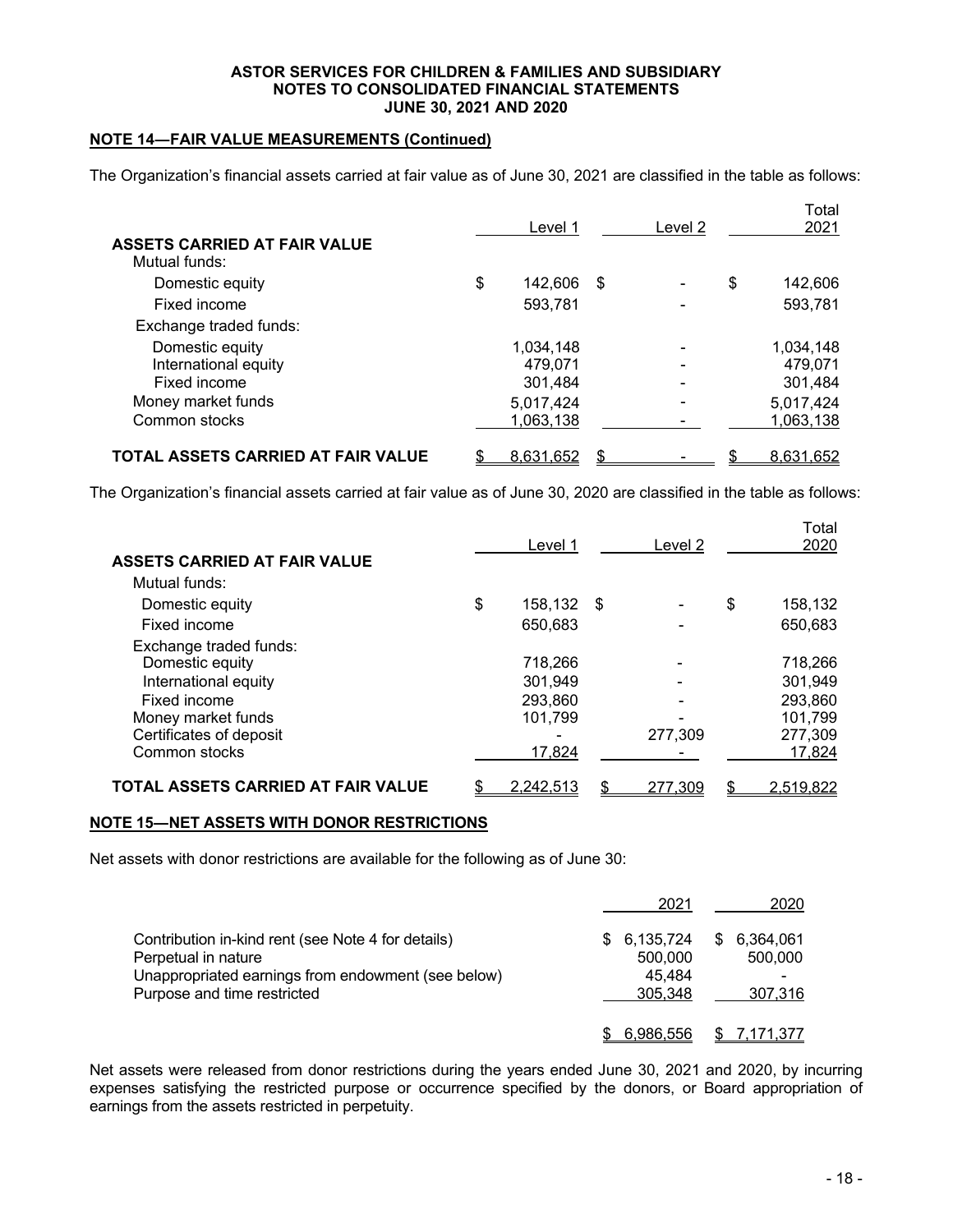## NOTE 14—FAIR VALUE MEASUREMENTS (Continued)

The Organization's financial assets carried at fair value as of June 30, 2021 are classified in the table as follows:

| | Level 1 | Level 2 | Total 2021 |
|---|---|---|---|
| **ASSETS CARRIED AT FAIR VALUE** | | | |
| Mutual funds: | | | |
| Domestic equity | $ 142,606 | $ - | $ 142,606 |
| Fixed income | 593,781 | - | 593,781 |
| Exchange traded funds: | | | |
| Domestic equity | 1,034,148 | - | 1,034,148 |
| International equity | 479,071 | - | 479,071 |
| Fixed income | 301,484 | - | 301,484 |
| Money market funds | 5,017,424 | - | 5,017,424 |
| Common stocks | 1,063,138 | - | 1,063,138 |
| **TOTAL ASSETS CARRIED AT FAIR VALUE** | $ 8,631,652 | $ - | $ 8,631,652 |

The Organization's financial assets carried at fair value as of June 30, 2020 are classified in the table as follows:

| | Level 1 | Level 2 | Total 2020 |
|---|---|---|---|
| **ASSETS CARRIED AT FAIR VALUE** | | | |
| Mutual funds: | | | |
| Domestic equity | $ 158,132 | $ - | $ 158,132 |
| Fixed income | 650,683 | - | 650,683 |
| Exchange traded funds: | | | |
| Domestic equity | 718,266 | - | 718,266 |
| International equity | 301,949 | - | 301,949 |
| Fixed income | 293,860 | - | 293,860 |
| Money market funds | 101,799 | - | 101,799 |
| Certificates of deposit | - | 277,309 | 277,309 |
| Common stocks | 17,824 | - | 17,824 |
| **TOTAL ASSETS CARRIED AT FAIR VALUE** | $ 2,242,513 | $ 277,309 | $ 2,519,822 |

## NOTE 15—NET ASSETS WITH DONOR RESTRICTIONS

Net assets with donor restrictions are available for the following as of June 30:

| | 2021 | 2020 |
|---|---|---|
| Contribution in-kind rent (see Note 4 for details) | $ 6,135,724 | $ 6,364,061 |
| Perpetual in nature | 500,000 | 500,000 |
| Unappropriated earnings from endowment (see below) | 45,484 | - |
| Purpose and time restricted | 305,348 | 307,316 |
| | $ 6,986,556 | $ 7,171,377 |

Net assets were released from donor restrictions during the years ended June 30, 2021 and 2020, by incurring expenses satisfying the restricted purpose or occurrence specified by the donors, or Board appropriation of earnings from the assets restricted in perpetuity.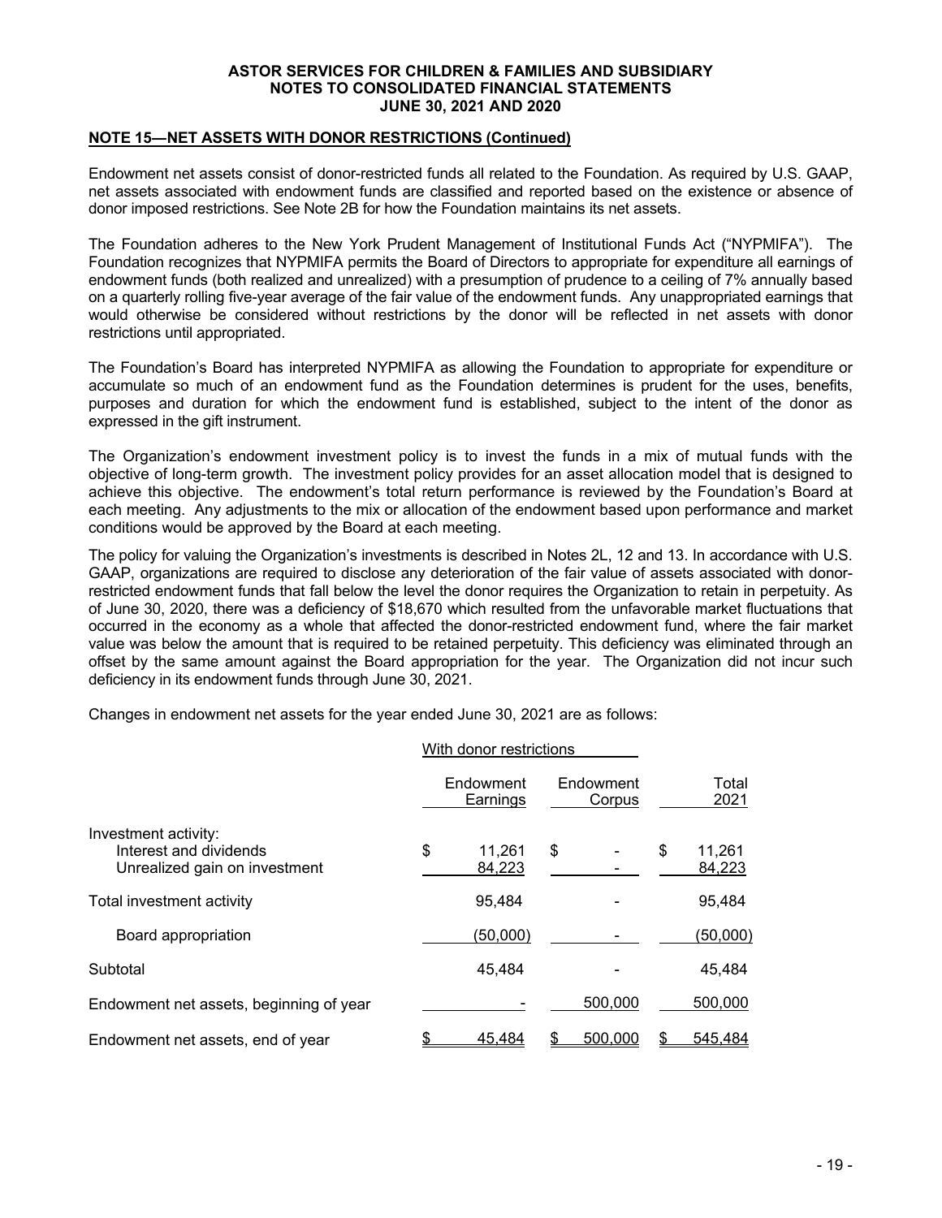## NOTE 15—NET ASSETS WITH DONOR RESTRICTIONS (Continued)

Endowment net assets consist of donor-restricted funds all related to the Foundation. As required by U.S. GAAP, net assets associated with endowment funds are classified and reported based on the existence or absence of donor imposed restrictions. See Note 2B for how the Foundation maintains its net assets.

The Foundation adheres to the New York Prudent Management of Institutional Funds Act ("NYPMIFA"). The Foundation recognizes that NYPMIFA permits the Board of Directors to appropriate for expenditure all earnings of endowment funds (both realized and unrealized) with a presumption of prudence to a ceiling of 7% annually based on a quarterly rolling five-year average of the fair value of the endowment funds. Any unappropriated earnings that would otherwise be considered without restrictions by the donor will be reflected in net assets with donor restrictions until appropriated.

The Foundation's Board has interpreted NYPMIFA as allowing the Foundation to appropriate for expenditure or accumulate so much of an endowment fund as the Foundation determines is prudent for the uses, benefits, purposes and duration for which the endowment fund is established, subject to the intent of the donor as expressed in the gift instrument.

The Organization's endowment investment policy is to invest the funds in a mix of mutual funds with the objective of long-term growth. The investment policy provides for an asset allocation model that is designed to achieve this objective. The endowment's total return performance is reviewed by the Foundation's Board at each meeting. Any adjustments to the mix or allocation of the endowment based upon performance and market conditions would be approved by the Board at each meeting.

The policy for valuing the Organization's investments is described in Notes 2L, 12 and 13. In accordance with U.S. GAAP, organizations are required to disclose any deterioration of the fair value of assets associated with donor-restricted endowment funds that fall below the level the donor requires the Organization to retain in perpetuity. As of June 30, 2020, there was a deficiency of $18,670 which resulted from the unfavorable market fluctuations that occurred in the economy as a whole that affected the donor-restricted endowment fund, where the fair market value was below the amount that is required to be retained perpetuity. This deficiency was eliminated through an offset by the same amount against the Board appropriation for the year. The Organization did not incur such deficiency in its endowment funds through June 30, 2021.

Changes in endowment net assets for the year ended June 30, 2021 are as follows:

| | With donor restrictions | | |
|---|---|---|---|
| | Endowment Earnings | Endowment Corpus | Total 2021 |
| Investment activity: | | | |
| Interest and dividends | $ 11,261 | $ - | $ 11,261 |
| Unrealized gain on investment | 84,223 | - | 84,223 |
| Total investment activity | 95,484 | - | 95,484 |
| Board appropriation | (50,000) | - | (50,000) |
| Subtotal | 45,484 | - | 45,484 |
| Endowment net assets, beginning of year | - | 500,000 | 500,000 |
| Endowment net assets, end of year | $ 45,484 | $ 500,000 | $ 545,484 |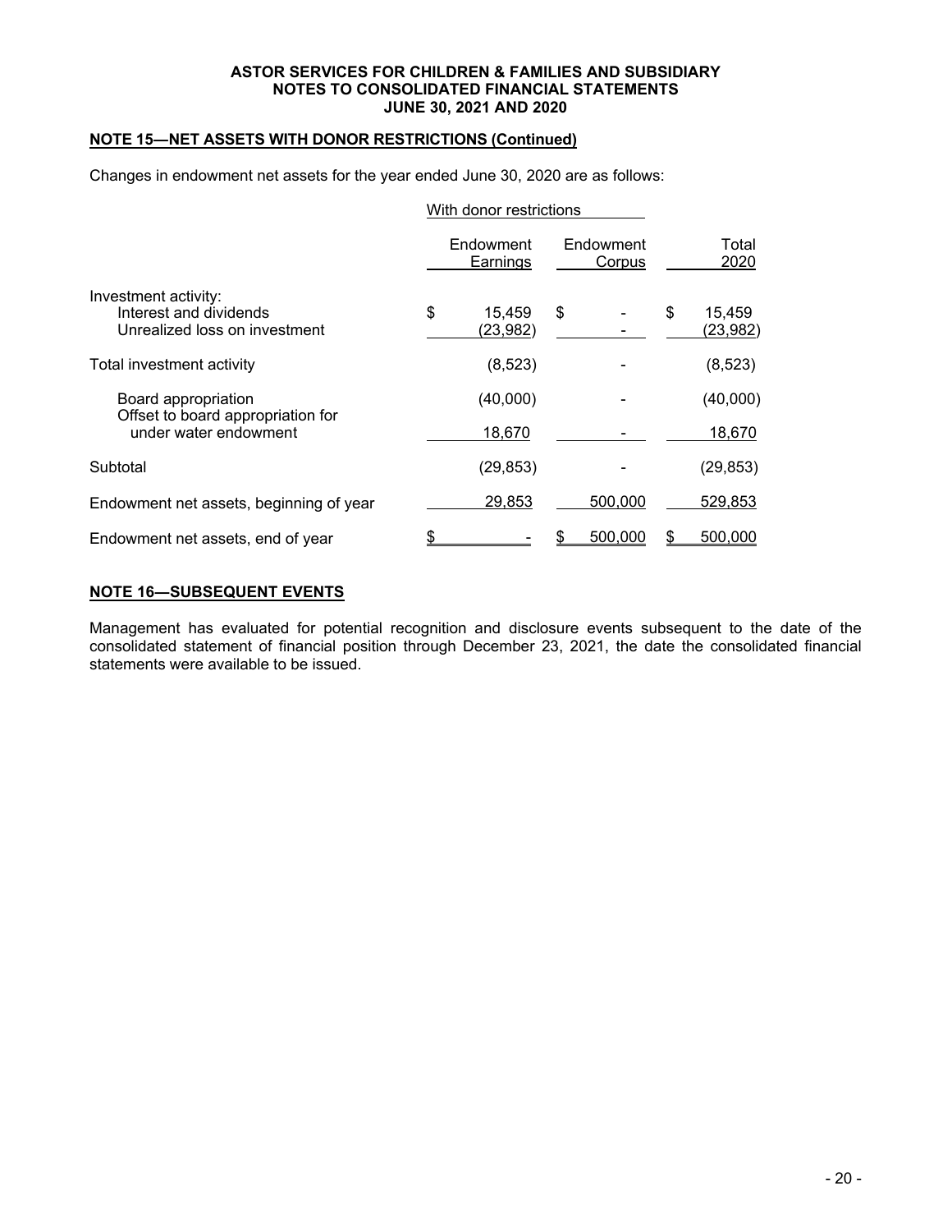## NOTE 15—NET ASSETS WITH DONOR RESTRICTIONS (Continued)

Changes in endowment net assets for the year ended June 30, 2020 are as follows:

| | With donor restrictions | | |
|---|---|---|---|
| | Endowment Earnings | Endowment Corpus | Total 2020 |
| Investment activity: | | | |
| Interest and dividends | $ 15,459 | $ - | $ 15,459 |
| Unrealized loss on investment | (23,982) | - | (23,982) |
| Total investment activity | (8,523) | - | (8,523) |
| Board appropriation | (40,000) | - | (40,000) |
| Offset to board appropriation for under water endowment | 18,670 | - | 18,670 |
| Subtotal | (29,853) | - | (29,853) |
| Endowment net assets, beginning of year | 29,853 | 500,000 | 529,853 |
| Endowment net assets, end of year | $ - | $ 500,000 | $ 500,000 |

## NOTE 16—SUBSEQUENT EVENTS

Management has evaluated for potential recognition and disclosure events subsequent to the date of the consolidated statement of financial position through December 23, 2021, the date the consolidated financial statements were available to be issued.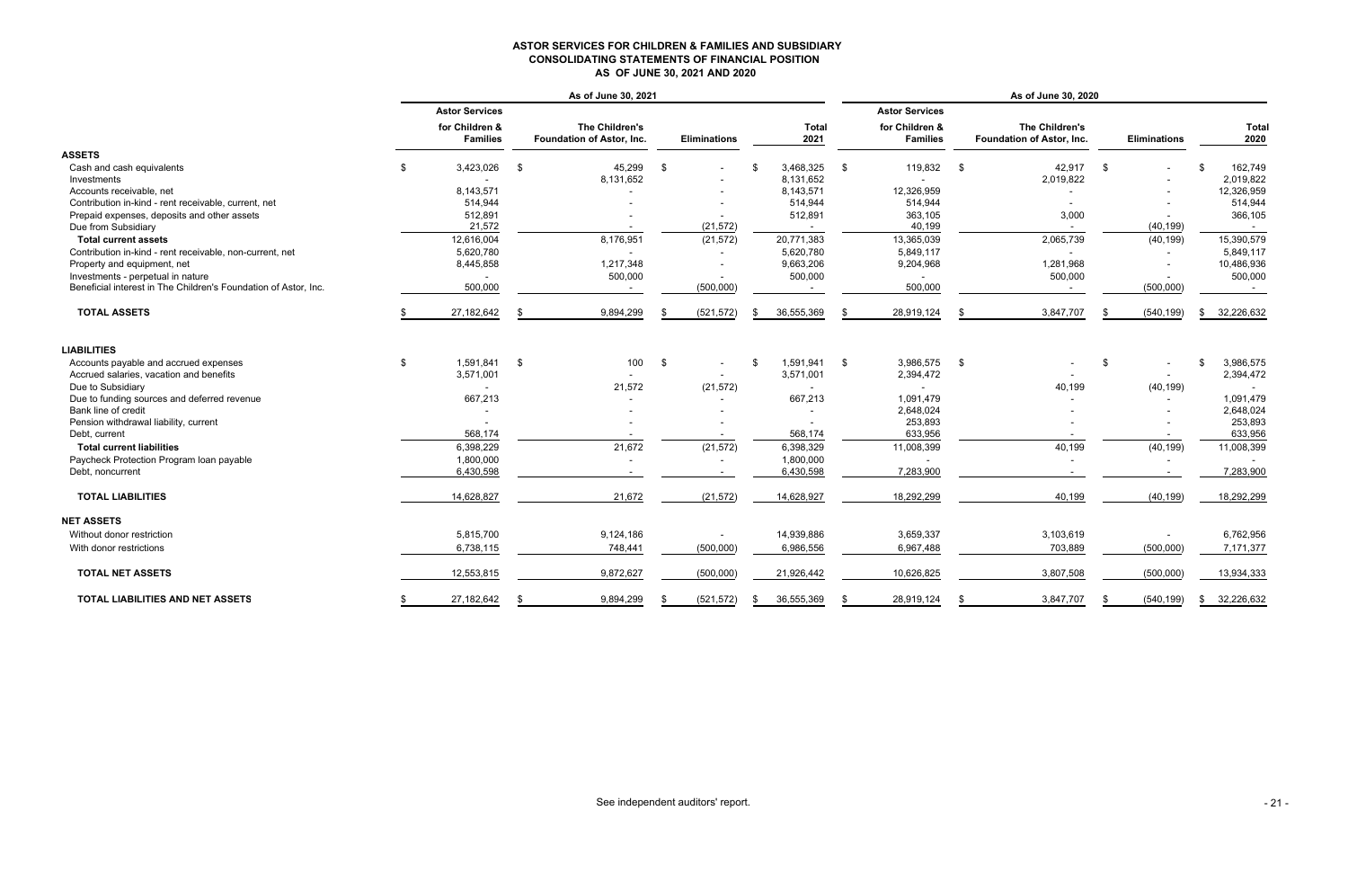**ASTOR SERVICES FOR CHILDREN & FAMILIES AND SUBSIDIARY**
**CONSOLIDATING STATEMENTS OF FINANCIAL POSITION**
**AS OF JUNE 30, 2021 AND 2020**

| | As of June 30, 2021 | | | | As of June 30, 2020 | | | |
|---|---|---|---|---|---|---|---|---|
| | Astor Services for Children & Families | The Children's Foundation of Astor, Inc. | Eliminations | Total 2021 | Astor Services for Children & Families | The Children's Foundation of Astor, Inc. | Eliminations | Total 2020 |
| **ASSETS** | | | | | | | | |
| Cash and cash equivalents | $ 3,423,026 | $ 45,299 | $ - | $ 3,468,325 | $ 119,832 | $ 42,917 | $ - | $ 162,749 |
| Investments | - | 8,131,652 | - | 8,131,652 | - | 2,019,822 | - | 2,019,822 |
| Accounts receivable, net | 8,143,571 | - | - | 8,143,571 | 12,326,959 | - | - | 12,326,959 |
| Contribution in-kind - rent receivable, current, net | 514,944 | - | - | 514,944 | 514,944 | - | - | 514,944 |
| Prepaid expenses, deposits and other assets | 512,891 | - | - | 512,891 | 363,105 | 3,000 | - | 366,105 |
| Due from Subsidiary | 21,572 | - | (21,572) | - | 40,199 | - | (40,199) | - |
| **Total current assets** | 12,616,004 | 8,176,951 | (21,572) | 20,771,383 | 13,365,039 | 2,065,739 | (40,199) | 15,390,579 |
| Contribution in-kind - rent receivable, non-current, net | 5,620,780 | - | - | 5,620,780 | 5,849,117 | - | - | 5,849,117 |
| Property and equipment, net | 8,445,858 | 1,217,348 | - | 9,663,206 | 9,204,968 | 1,281,968 | - | 10,486,936 |
| Investments - perpetual in nature | - | 500,000 | - | 500,000 | - | 500,000 | - | 500,000 |
| Beneficial interest in The Children's Foundation of Astor, Inc. | 500,000 | - | (500,000) | - | 500,000 | - | (500,000) | - |
| **TOTAL ASSETS** | $ 27,182,642 | $ 9,894,299 | $ (521,572) | $ 36,555,369 | $ 28,919,124 | $ 3,847,707 | $ (540,199) | $ 32,226,632 |
| **LIABILITIES** | | | | | | | | |
| Accounts payable and accrued expenses | $ 1,591,841 | $ 100 | $ - | $ 1,591,941 | $ 3,986,575 | $ - | $ - | $ 3,986,575 |
| Accrued salaries, vacation and benefits | 3,571,001 | - | - | 3,571,001 | 2,394,472 | - | - | 2,394,472 |
| Due to Subsidiary | - | 21,572 | (21,572) | - | - | 40,199 | (40,199) | - |
| Due to funding sources and deferred revenue | 667,213 | - | - | 667,213 | 1,091,479 | - | - | 1,091,479 |
| Bank line of credit | - | - | - | - | 2,648,024 | - | - | 2,648,024 |
| Pension withdrawal liability, current | - | - | - | - | 253,893 | - | - | 253,893 |
| Debt, current | 568,174 | - | - | 568,174 | 633,956 | - | - | 633,956 |
| **Total current liabilities** | 6,398,229 | 21,672 | (21,572) | 6,398,329 | 11,008,399 | 40,199 | (40,199) | 11,008,399 |
| Paycheck Protection Program loan payable | 1,800,000 | - | - | 1,800,000 | - | - | - | - |
| Debt, noncurrent | 6,430,598 | - | - | 6,430,598 | 7,283,900 | - | - | 7,283,900 |
| **TOTAL LIABILITIES** | 14,628,827 | 21,672 | (21,572) | 14,628,927 | 18,292,299 | 40,199 | (40,199) | 18,292,299 |
| **NET ASSETS** | | | | | | | | |
| Without donor restriction | 5,815,700 | 9,124,186 | - | 14,939,886 | 3,659,337 | 3,103,619 | - | 6,762,956 |
| With donor restrictions | 6,738,115 | 748,441 | (500,000) | 6,986,556 | 6,967,488 | 703,889 | (500,000) | 7,171,377 |
| **TOTAL NET ASSETS** | 12,553,815 | 9,872,627 | (500,000) | 21,926,442 | 10,626,825 | 3,807,508 | (500,000) | 13,934,333 |
| **TOTAL LIABILITIES AND NET ASSETS** | $ 27,182,642 | $ 9,894,299 | $ (521,572) | $ 36,555,369 | $ 28,919,124 | $ 3,847,707 | $ (540,199) | $ 32,226,632 |

See independent auditors' report.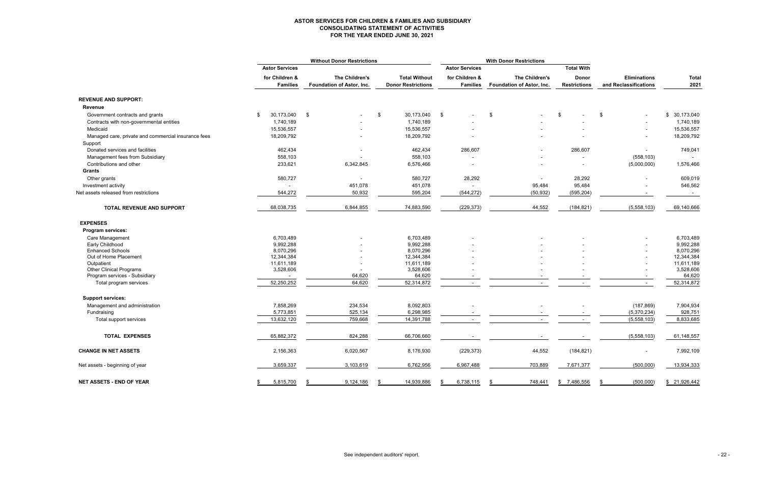**ASTOR SERVICES FOR CHILDREN & FAMILIES AND SUBSIDIARY**
**CONSOLIDATING STATEMENT OF ACTIVITIES**
**FOR THE YEAR ENDED JUNE 30, 2021**

| | Without Donor Restrictions | | | With Donor Restrictions | | | | |
|---|---|---|---|---|---|---|---|---|
| | Astor Services for Children & Families | The Children's Foundation of Astor, Inc. | Total Without Donor Restrictions | Astor Services for Children & Families | The Children's Foundation of Astor, Inc. | Total With Donor Restrictions | Eliminations and Reclassifications | Total 2021 |
| **REVENUE AND SUPPORT:** | | | | | | | | |
| **Revenue** | | | | | | | | |
| Government contracts and grants | $ 30,173,040 | $ - | $ 30,173,040 | $ - | $ - | $ - | $ - | $ 30,173,040 |
| Contracts with non-governmental entities | 1,740,189 | - | 1,740,189 | - | - | - | - | 1,740,189 |
| Medicaid | 15,536,557 | - | 15,536,557 | - | - | - | - | 15,536,557 |
| Managed care, private and commercial insurance fees | 18,209,792 | - | 18,209,792 | - | - | - | - | 18,209,792 |
| Support | | | | | | | | |
| Donated services and facilities | 462,434 | - | 462,434 | 286,607 | - | 286,607 | - | 749,041 |
| Management fees from Subsidiary | 558,103 | - | 558,103 | - | - | - | (558,103) | - |
| Contributions and other | 233,621 | 6,342,845 | 6,576,466 | - | - | - | (5,000,000) | 1,576,466 |
| **Grants** | | | | | | | | |
| Other grants | 580,727 | - | 580,727 | 28,292 | - | 28,292 | - | 609,019 |
| Investment activity | - | 451,078 | 451,078 | - | 95,484 | 95,484 | - | 546,562 |
| Net assets released from restrictions | 544,272 | 50,932 | 595,204 | (544,272) | (50,932) | (595,204) | - | - |
| **TOTAL REVENUE AND SUPPORT** | 68,038,735 | 6,844,855 | 74,883,590 | (229,373) | 44,552 | (184,821) | (5,558,103) | 69,140,666 |
| **EXPENSES** | | | | | | | | |
| **Program services:** | | | | | | | | |
| Care Management | 6,703,489 | - | 6,703,489 | - | - | - | - | 6,703,489 |
| Early Childhood | 9,992,288 | - | 9,992,288 | - | - | - | - | 9,992,288 |
| Enhanced Schools | 8,070,296 | - | 8,070,296 | - | - | - | - | 8,070,296 |
| Out of Home Placement | 12,344,384 | - | 12,344,384 | - | - | - | - | 12,344,384 |
| Outpatient | 11,611,189 | - | 11,611,189 | - | - | - | - | 11,611,189 |
| Other Clinical Programs | 3,528,606 | - | 3,528,606 | - | - | - | - | 3,528,606 |
| Program services - Subsidiary | - | 64,620 | 64,620 | - | - | - | - | 64,620 |
| Total program services | 52,250,252 | 64,620 | 52,314,872 | - | - | - | - | 52,314,872 |
| **Support services:** | | | | | | | | |
| Management and administration | 7,858,269 | 234,534 | 8,092,803 | - | - | - | (187,869) | 7,904,934 |
| Fundraising | 5,773,851 | 525,134 | 6,298,985 | - | - | - | (5,370,234) | 928,751 |
| Total support services | 13,632,120 | 759,668 | 14,391,788 | - | - | - | (5,558,103) | 8,833,685 |
| **TOTAL EXPENSES** | 65,882,372 | 824,288 | 66,706,660 | - | - | - | (5,558,103) | 61,148,557 |
| **CHANGE IN NET ASSETS** | 2,156,363 | 6,020,567 | 8,176,930 | (229,373) | 44,552 | (184,821) | - | 7,992,109 |
| Net assets - beginning of year | 3,659,337 | 3,103,619 | 6,762,956 | 6,967,488 | 703,889 | 7,671,377 | (500,000) | 13,934,333 |
| **NET ASSETS - END OF YEAR** | $ 5,815,700 | $ 9,124,186 | $ 14,939,886 | $ 6,738,115 | $ 748,441 | $ 7,486,556 | $ (500,000) | $ 21,926,442 |

See independent auditors' report.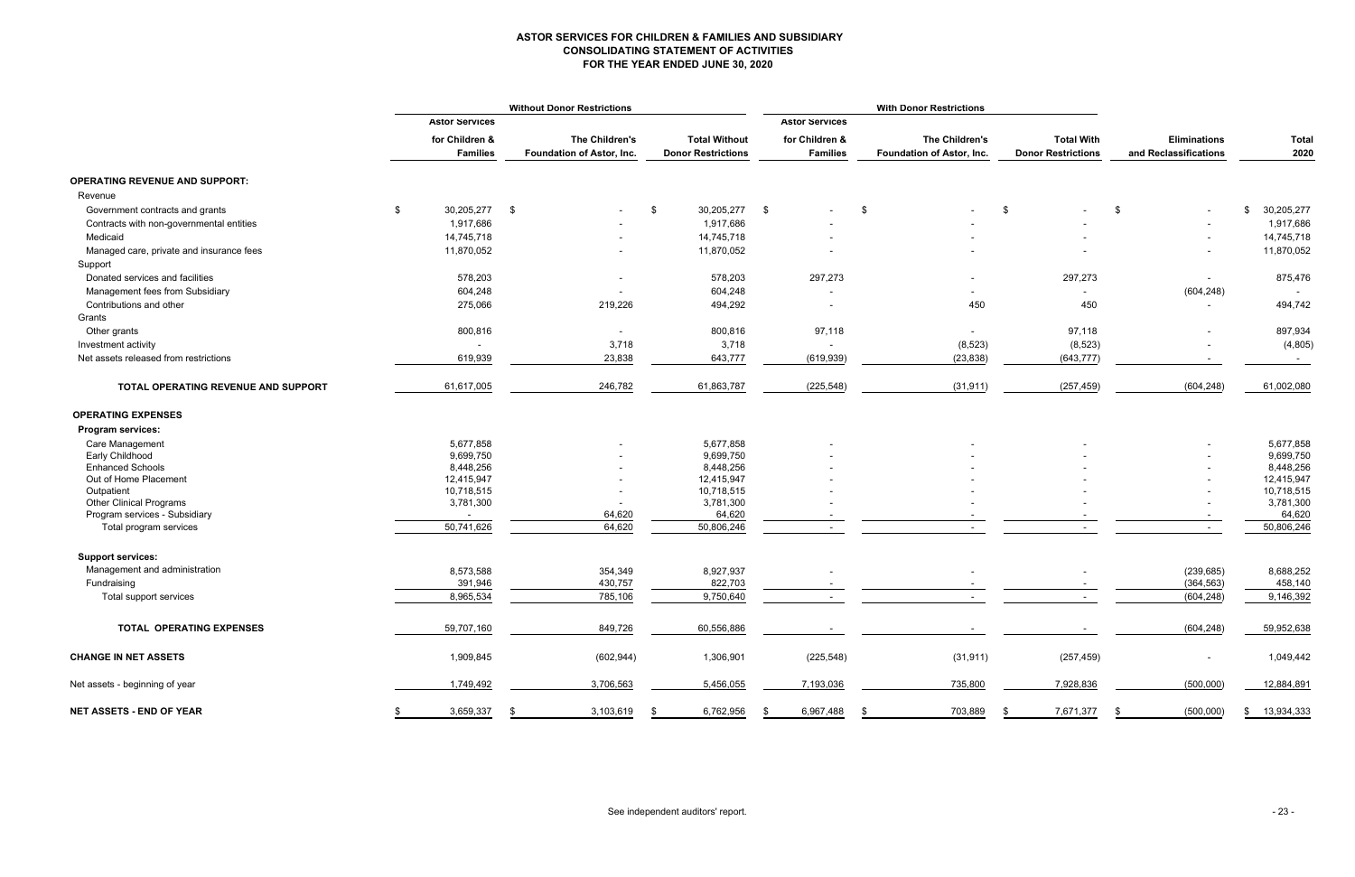# ASTOR SERVICES FOR CHILDREN & FAMILIES AND SUBSIDIARY
## CONSOLIDATING STATEMENT OF ACTIVITIES
### FOR THE YEAR ENDED JUNE 30, 2020

| | Without Donor Restrictions | | | With Donor Restrictions | | | | |
|---|---|---|---|---|---|---|---|---|
| | Astor Services for Children & Families | The Children's Foundation of Astor, Inc. | Total Without Donor Restrictions | Astor Services for Children & Families | The Children's Foundation of Astor, Inc. | Total With Donor Restrictions | Eliminations and Reclassifications | Total 2020 |
| **OPERATING REVENUE AND SUPPORT:** | | | | | | | | |
| Revenue | | | | | | | | |
| Government contracts and grants | $ 30,205,277 | $ - | $ 30,205,277 | $ - | $ - | $ - | $ - | $ 30,205,277 |
| Contracts with non-governmental entities | 1,917,686 | - | 1,917,686 | - | - | - | - | 1,917,686 |
| Medicaid | 14,745,718 | - | 14,745,718 | - | - | - | - | 14,745,718 |
| Managed care, private and insurance fees | 11,870,052 | - | 11,870,052 | - | - | - | - | 11,870,052 |
| Support | | | | | | | | |
| Donated services and facilities | 578,203 | - | 578,203 | 297,273 | - | 297,273 | - | 875,476 |
| Management fees from Subsidiary | 604,248 | - | 604,248 | - | - | - | (604,248) | - |
| Contributions and other | 275,066 | 219,226 | 494,292 | - | 450 | 450 | - | 494,742 |
| Grants | | | | | | | | |
| Other grants | 800,816 | - | 800,816 | 97,118 | - | 97,118 | - | 897,934 |
| Investment activity | - | 3,718 | 3,718 | - | (8,523) | (8,523) | - | (4,805) |
| Net assets released from restrictions | 619,939 | 23,838 | 643,777 | (619,939) | (23,838) | (643,777) | - | - |
| **TOTAL OPERATING REVENUE AND SUPPORT** | 61,617,005 | 246,782 | 61,863,787 | (225,548) | (31,911) | (257,459) | (604,248) | 61,002,080 |
| **OPERATING EXPENSES** | | | | | | | | |
| **Program services:** | | | | | | | | |
| Care Management | 5,677,858 | - | 5,677,858 | - | - | - | - | 5,677,858 |
| Early Childhood | 9,699,750 | - | 9,699,750 | - | - | - | - | 9,699,750 |
| Enhanced Schools | 8,448,256 | - | 8,448,256 | - | - | - | - | 8,448,256 |
| Out of Home Placement | 12,415,947 | - | 12,415,947 | - | - | - | - | 12,415,947 |
| Outpatient | 10,718,515 | - | 10,718,515 | - | - | - | - | 10,718,515 |
| Other Clinical Programs | 3,781,300 | - | 3,781,300 | - | - | - | - | 3,781,300 |
| Program services - Subsidiary | - | 64,620 | 64,620 | - | - | - | - | 64,620 |
| Total program services | 50,741,626 | 64,620 | 50,806,246 | - | - | - | - | 50,806,246 |
| **Support services:** | | | | | | | | |
| Management and administration | 8,573,588 | 354,349 | 8,927,937 | - | - | - | (239,685) | 8,688,252 |
| Fundraising | 391,946 | 430,757 | 822,703 | - | - | - | (364,563) | 458,140 |
| Total support services | 8,965,534 | 785,106 | 9,750,640 | - | - | - | (604,248) | 9,146,392 |
| **TOTAL OPERATING EXPENSES** | 59,707,160 | 849,726 | 60,556,886 | - | - | - | (604,248) | 59,952,638 |
| **CHANGE IN NET ASSETS** | 1,909,845 | (602,944) | 1,306,901 | (225,548) | (31,911) | (257,459) | - | 1,049,442 |
| Net assets - beginning of year | 1,749,492 | 3,706,563 | 5,456,055 | 7,193,036 | 735,800 | 7,928,836 | (500,000) | 12,884,891 |
| **NET ASSETS - END OF YEAR** | $ 3,659,337 | $ 3,103,619 | $ 6,762,956 | $ 6,967,488 | $ 703,889 | $ 7,671,377 | $ (500,000) | $ 13,934,333 |

See independent auditors' report.